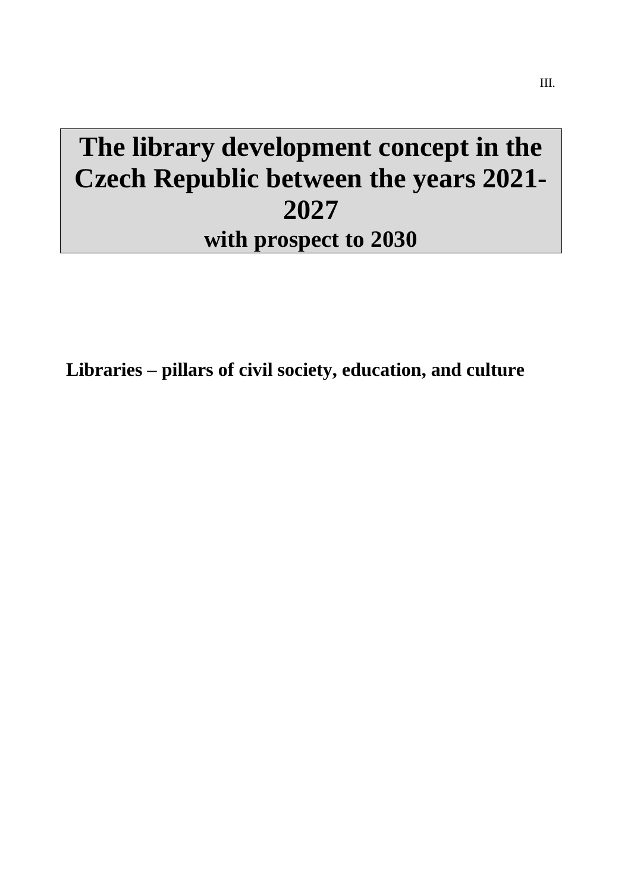III.

# The library development concept in the Czech Republic between the years 2021-2027

## with prospect to 2030

**Libraries – pillars of civil society, education, and culture**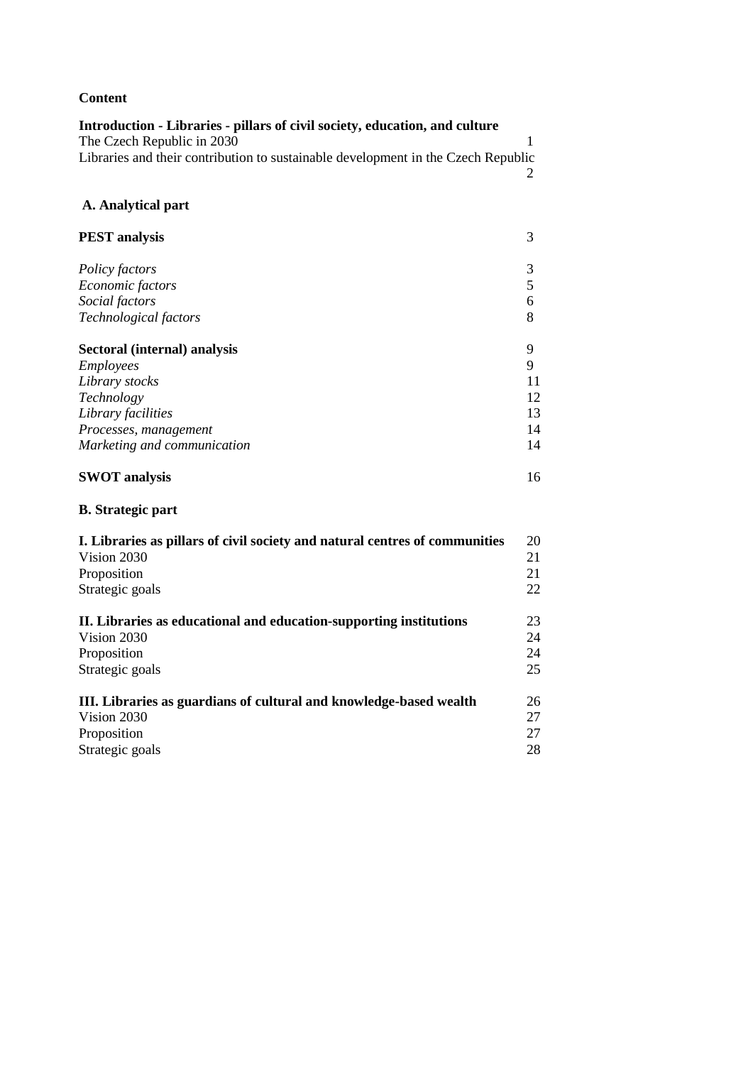**Content**

| | |
|---|---|
| **Introduction - Libraries - pillars of civil society, education, and culture** | |
| The Czech Republic in 2030 | 1 |
| Libraries and their contribution to sustainable development in the Czech Republic | 2 |
| | |
| **A. Analytical part** | |
| | |
| **PEST analysis** | 3 |
| *Policy factors* | 3 |
| *Economic factors* | 5 |
| *Social factors* | 6 |
| *Technological factors* | 8 |
| | |
| **Sectoral (internal) analysis** | 9 |
| *Employees* | 9 |
| *Library stocks* | 11 |
| *Technology* | 12 |
| *Library facilities* | 13 |
| *Processes, management* | 14 |
| *Marketing and communication* | 14 |
| | |
| **SWOT analysis** | 16 |
| | |
| **B. Strategic part** | |
| | |
| **I. Libraries as pillars of civil society and natural centres of communities** | 20 |
| Vision 2030 | 21 |
| Proposition | 21 |
| Strategic goals | 22 |
| | |
| **II. Libraries as educational and education-supporting institutions** | 23 |
| Vision 2030 | 24 |
| Proposition | 24 |
| Strategic goals | 25 |
| | |
| **III. Libraries as guardians of cultural and knowledge-based wealth** | 26 |
| Vision 2030 | 27 |
| Proposition | 27 |
| Strategic goals | 28 |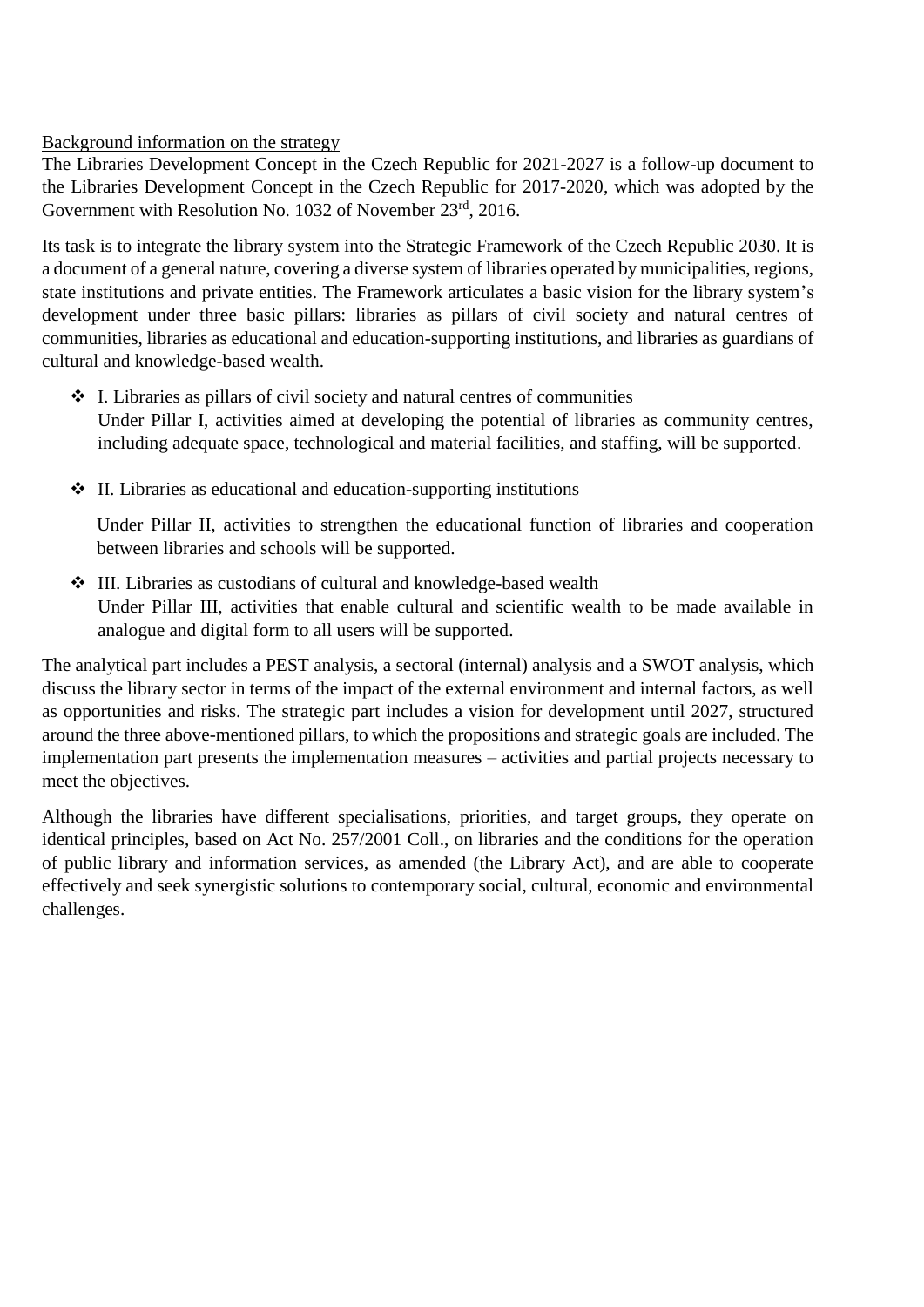Background information on the strategy

The Libraries Development Concept in the Czech Republic for 2021-2027 is a follow-up document to the Libraries Development Concept in the Czech Republic for 2017-2020, which was adopted by the Government with Resolution No. 1032 of November 23rd, 2016.

Its task is to integrate the library system into the Strategic Framework of the Czech Republic 2030. It is a document of a general nature, covering a diverse system of libraries operated by municipalities, regions, state institutions and private entities. The Framework articulates a basic vision for the library system's development under three basic pillars: libraries as pillars of civil society and natural centres of communities, libraries as educational and education-supporting institutions, and libraries as guardians of cultural and knowledge-based wealth.

- I. Libraries as pillars of civil society and natural centres of communities
  Under Pillar I, activities aimed at developing the potential of libraries as community centres, including adequate space, technological and material facilities, and staffing, will be supported.

- II. Libraries as educational and education-supporting institutions

  Under Pillar II, activities to strengthen the educational function of libraries and cooperation between libraries and schools will be supported.

- III. Libraries as custodians of cultural and knowledge-based wealth
  Under Pillar III, activities that enable cultural and scientific wealth to be made available in analogue and digital form to all users will be supported.

The analytical part includes a PEST analysis, a sectoral (internal) analysis and a SWOT analysis, which discuss the library sector in terms of the impact of the external environment and internal factors, as well as opportunities and risks. The strategic part includes a vision for development until 2027, structured around the three above-mentioned pillars, to which the propositions and strategic goals are included. The implementation part presents the implementation measures – activities and partial projects necessary to meet the objectives.

Although the libraries have different specialisations, priorities, and target groups, they operate on identical principles, based on Act No. 257/2001 Coll., on libraries and the conditions for the operation of public library and information services, as amended (the Library Act), and are able to cooperate effectively and seek synergistic solutions to contemporary social, cultural, economic and environmental challenges.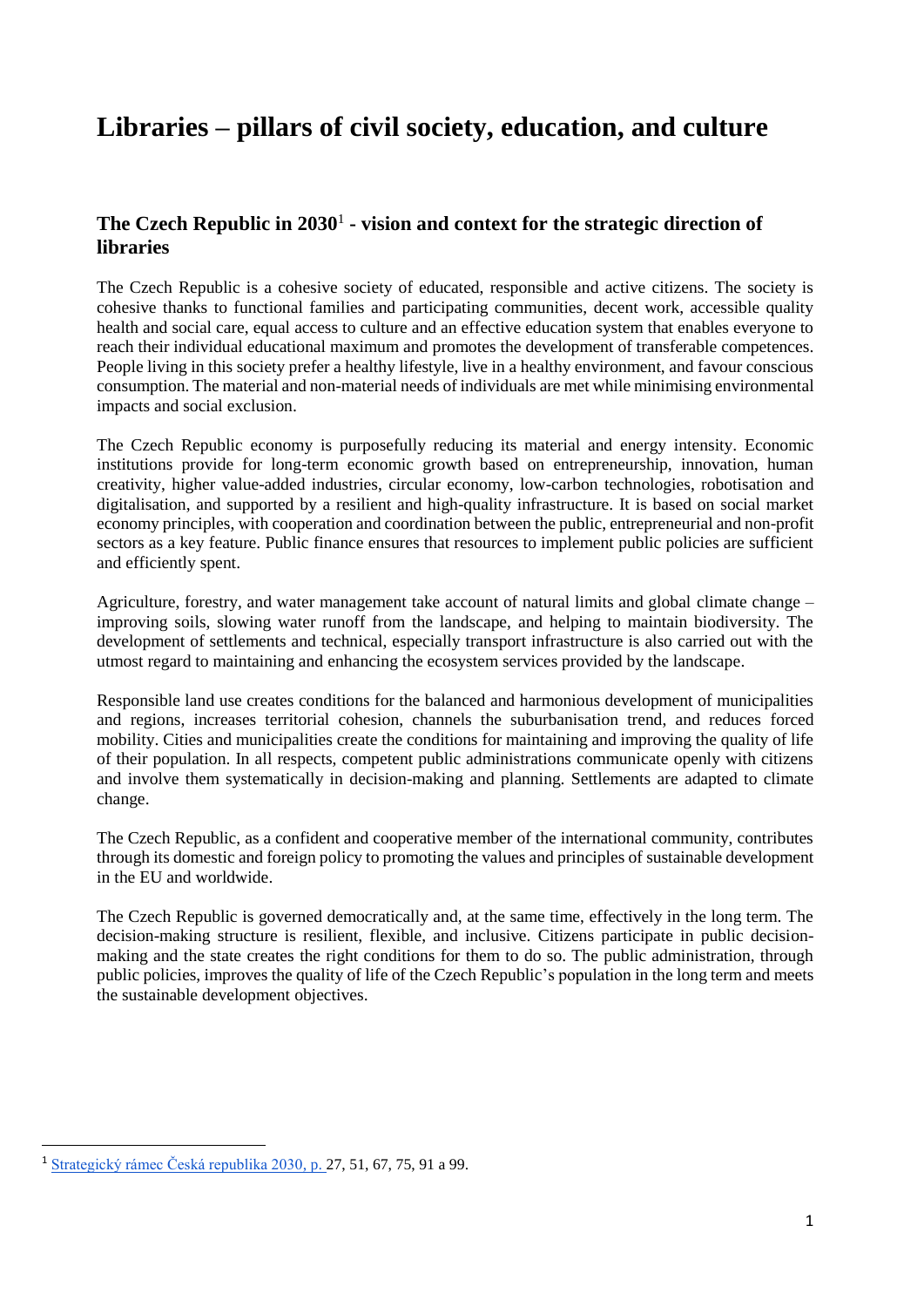# Libraries – pillars of civil society, education, and culture

## The Czech Republic in 2030[1] - vision and context for the strategic direction of libraries

The Czech Republic is a cohesive society of educated, responsible and active citizens. The society is cohesive thanks to functional families and participating communities, decent work, accessible quality health and social care, equal access to culture and an effective education system that enables everyone to reach their individual educational maximum and promotes the development of transferable competences. People living in this society prefer a healthy lifestyle, live in a healthy environment, and favour conscious consumption. The material and non-material needs of individuals are met while minimising environmental impacts and social exclusion.

The Czech Republic economy is purposefully reducing its material and energy intensity. Economic institutions provide for long-term economic growth based on entrepreneurship, innovation, human creativity, higher value-added industries, circular economy, low-carbon technologies, robotisation and digitalisation, and supported by a resilient and high-quality infrastructure. It is based on social market economy principles, with cooperation and coordination between the public, entrepreneurial and non-profit sectors as a key feature. Public finance ensures that resources to implement public policies are sufficient and efficiently spent.

Agriculture, forestry, and water management take account of natural limits and global climate change – improving soils, slowing water runoff from the landscape, and helping to maintain biodiversity. The development of settlements and technical, especially transport infrastructure is also carried out with the utmost regard to maintaining and enhancing the ecosystem services provided by the landscape.

Responsible land use creates conditions for the balanced and harmonious development of municipalities and regions, increases territorial cohesion, channels the suburbanisation trend, and reduces forced mobility. Cities and municipalities create the conditions for maintaining and improving the quality of life of their population. In all respects, competent public administrations communicate openly with citizens and involve them systematically in decision-making and planning. Settlements are adapted to climate change.

The Czech Republic, as a confident and cooperative member of the international community, contributes through its domestic and foreign policy to promoting the values and principles of sustainable development in the EU and worldwide.

The Czech Republic is governed democratically and, at the same time, effectively in the long term. The decision-making structure is resilient, flexible, and inclusive. Citizens participate in public decision-making and the state creates the right conditions for them to do so. The public administration, through public policies, improves the quality of life of the Czech Republic's population in the long term and meets the sustainable development objectives.

---

[1] Strategický rámec Česká republika 2030, p. 27, 51, 67, 75, 91 a 99.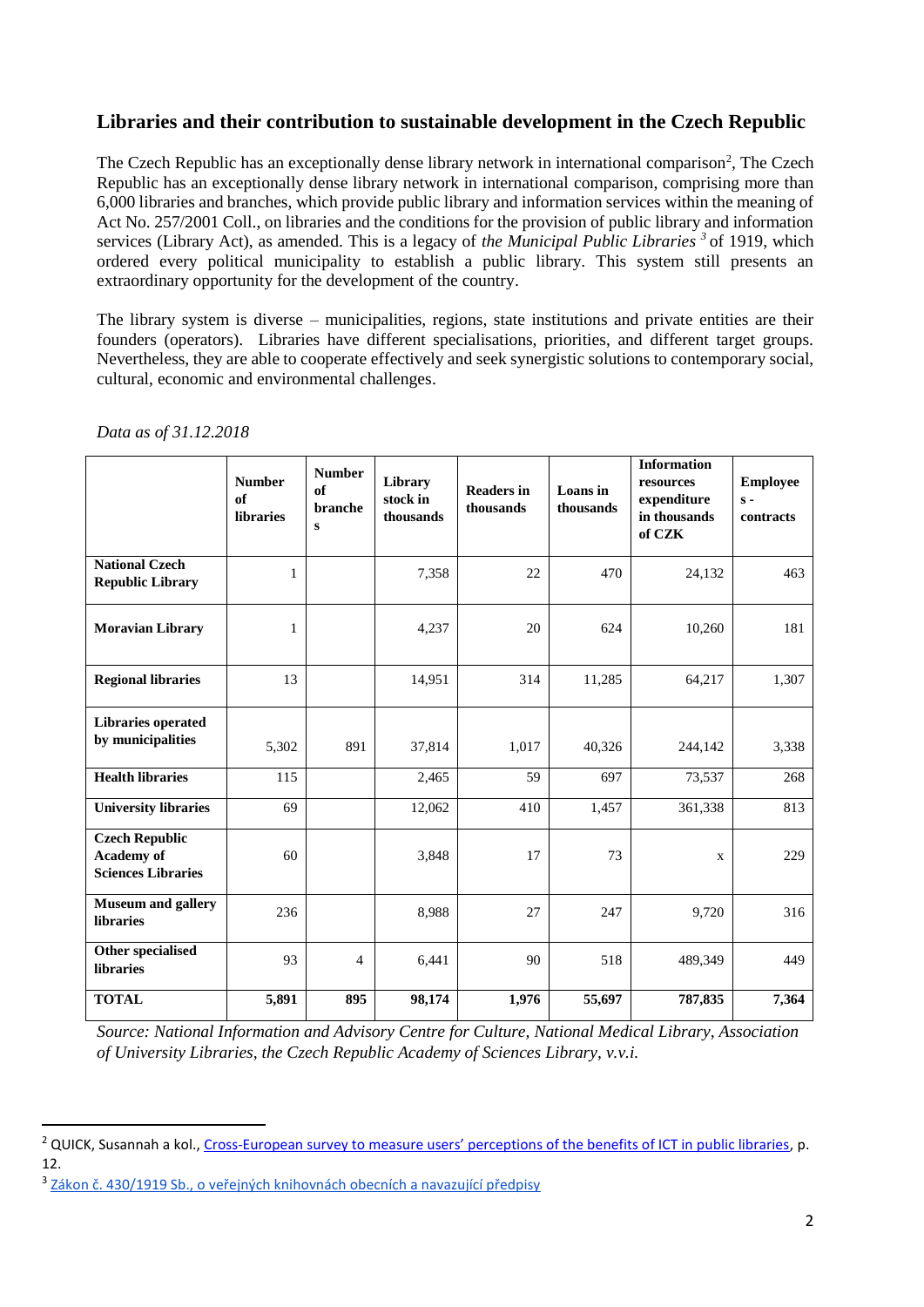## Libraries and their contribution to sustainable development in the Czech Republic

The Czech Republic has an exceptionally dense library network in international comparison[2], The Czech Republic has an exceptionally dense library network in international comparison, comprising more than 6,000 libraries and branches, which provide public library and information services within the meaning of Act No. 257/2001 Coll., on libraries and the conditions for the provision of public library and information services (Library Act), as amended. This is a legacy of *the Municipal Public Libraries* [3] of 1919, which ordered every political municipality to establish a public library. This system still presents an extraordinary opportunity for the development of the country.

The library system is diverse – municipalities, regions, state institutions and private entities are their founders (operators). Libraries have different specialisations, priorities, and different target groups. Nevertheless, they are able to cooperate effectively and seek synergistic solutions to contemporary social, cultural, economic and environmental challenges.

*Data as of 31.12.2018*

| | Number of libraries | Number of branches | Library stock in thousands | Readers in thousands | Loans in thousands | Information resources expenditure in thousands of CZK | Employees - contracts |
|---|---|---|---|---|---|---|---|
| **National Czech Republic Library** | 1 | | 7,358 | 22 | 470 | 24,132 | 463 |
| **Moravian Library** | 1 | | 4,237 | 20 | 624 | 10,260 | 181 |
| **Regional libraries** | 13 | | 14,951 | 314 | 11,285 | 64,217 | 1,307 |
| **Libraries operated by municipalities** | 5,302 | 891 | 37,814 | 1,017 | 40,326 | 244,142 | 3,338 |
| **Health libraries** | 115 | | 2,465 | 59 | 697 | 73,537 | 268 |
| **University libraries** | 69 | | 12,062 | 410 | 1,457 | 361,338 | 813 |
| **Czech Republic Academy of Sciences Libraries** | 60 | | 3,848 | 17 | 73 | x | 229 |
| **Museum and gallery libraries** | 236 | | 8,988 | 27 | 247 | 9,720 | 316 |
| **Other specialised libraries** | 93 | 4 | 6,441 | 90 | 518 | 489,349 | 449 |
| **TOTAL** | **5,891** | **895** | **98,174** | **1,976** | **55,697** | **787,835** | **7,364** |

*Source: National Information and Advisory Centre for Culture, National Medical Library, Association of University Libraries, the Czech Republic Academy of Sciences Library, v.v.i.*

---

[2] QUICK, Susannah a kol., Cross-European survey to measure users' perceptions of the benefits of ICT in public libraries, p. 12.

[3] Zákon č. 430/1919 Sb., o veřejných knihovnách obecních a navazující předpisy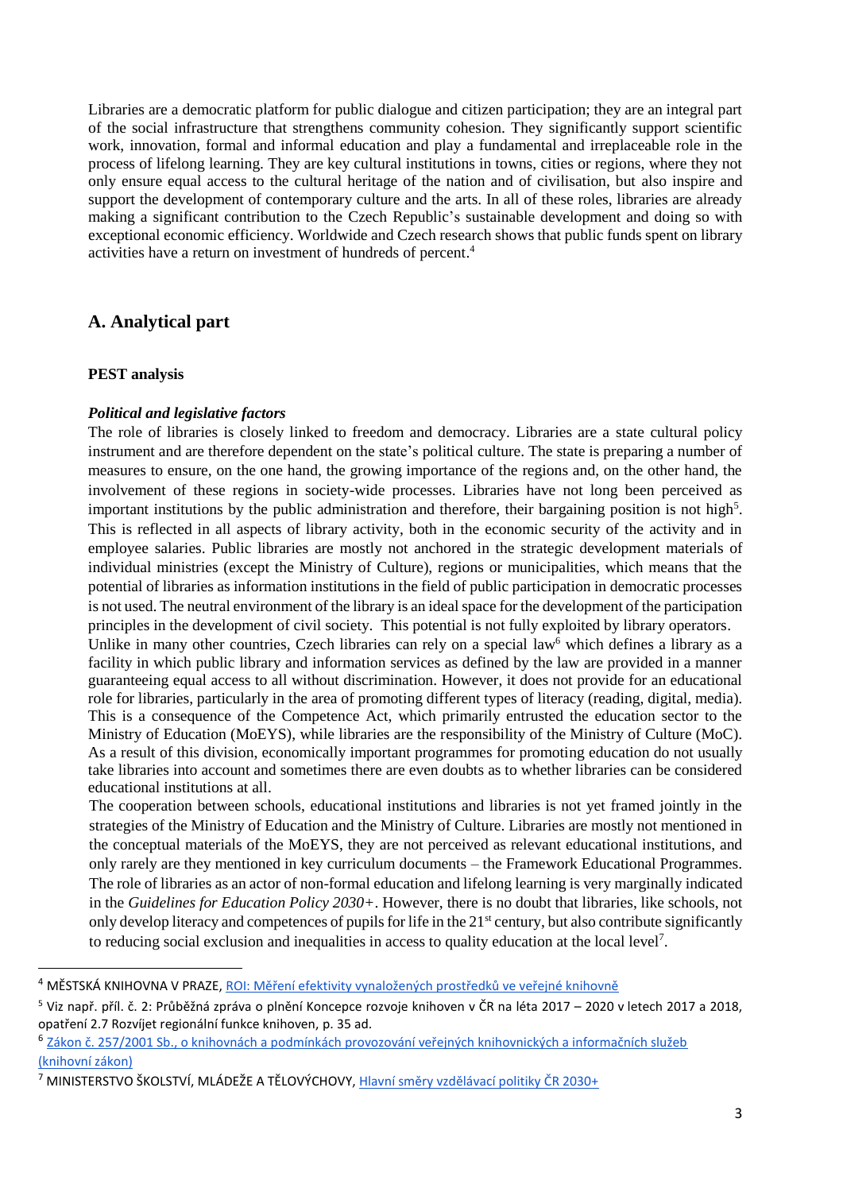Libraries are a democratic platform for public dialogue and citizen participation; they are an integral part of the social infrastructure that strengthens community cohesion. They significantly support scientific work, innovation, formal and informal education and play a fundamental and irreplaceable role in the process of lifelong learning. They are key cultural institutions in towns, cities or regions, where they not only ensure equal access to the cultural heritage of the nation and of civilisation, but also inspire and support the development of contemporary culture and the arts. In all of these roles, libraries are already making a significant contribution to the Czech Republic's sustainable development and doing so with exceptional economic efficiency. Worldwide and Czech research shows that public funds spent on library activities have a return on investment of hundreds of percent.[4]

## A. Analytical part

### PEST analysis

#### *Political and legislative factors*

The role of libraries is closely linked to freedom and democracy. Libraries are a state cultural policy instrument and are therefore dependent on the state's political culture. The state is preparing a number of measures to ensure, on the one hand, the growing importance of the regions and, on the other hand, the involvement of these regions in society-wide processes. Libraries have not long been perceived as important institutions by the public administration and therefore, their bargaining position is not high[5]. This is reflected in all aspects of library activity, both in the economic security of the activity and in employee salaries. Public libraries are mostly not anchored in the strategic development materials of individual ministries (except the Ministry of Culture), regions or municipalities, which means that the potential of libraries as information institutions in the field of public participation in democratic processes is not used. The neutral environment of the library is an ideal space for the development of the participation principles in the development of civil society. This potential is not fully exploited by library operators.

Unlike in many other countries, Czech libraries can rely on a special law[6] which defines a library as a facility in which public library and information services as defined by the law are provided in a manner guaranteeing equal access to all without discrimination. However, it does not provide for an educational role for libraries, particularly in the area of promoting different types of literacy (reading, digital, media). This is a consequence of the Competence Act, which primarily entrusted the education sector to the Ministry of Education (MoEYS), while libraries are the responsibility of the Ministry of Culture (MoC). As a result of this division, economically important programmes for promoting education do not usually take libraries into account and sometimes there are even doubts as to whether libraries can be considered educational institutions at all.

The cooperation between schools, educational institutions and libraries is not yet framed jointly in the strategies of the Ministry of Education and the Ministry of Culture. Libraries are mostly not mentioned in the conceptual materials of the MoEYS, they are not perceived as relevant educational institutions, and only rarely are they mentioned in key curriculum documents – the Framework Educational Programmes. The role of libraries as an actor of non-formal education and lifelong learning is very marginally indicated in the *Guidelines for Education Policy 2030+*. However, there is no doubt that libraries, like schools, not only develop literacy and competences of pupils for life in the 21st century, but also contribute significantly to reducing social exclusion and inequalities in access to quality education at the local level[7].

---

[4] MĚSTSKÁ KNIHOVNA V PRAZE, ROI: Měření efektivity vynaložených prostředků ve veřejné knihovně

[5] Viz např. příl. č. 2: Průběžná zpráva o plnění Koncepce rozvoje knihoven v ČR na léta 2017 – 2020 v letech 2017 a 2018, opatření 2.7 Rozvíjet regionální funkce knihoven, p. 35 ad.

[6] Zákon č. 257/2001 Sb., o knihovnách a podmínkách provozování veřejných knihovnických a informačních služeb (knihovní zákon)

[7] MINISTERSTVO ŠKOLSTVÍ, MLÁDEŽE A TĚLOVÝCHOVY, Hlavní směry vzdělávací politiky ČR 2030+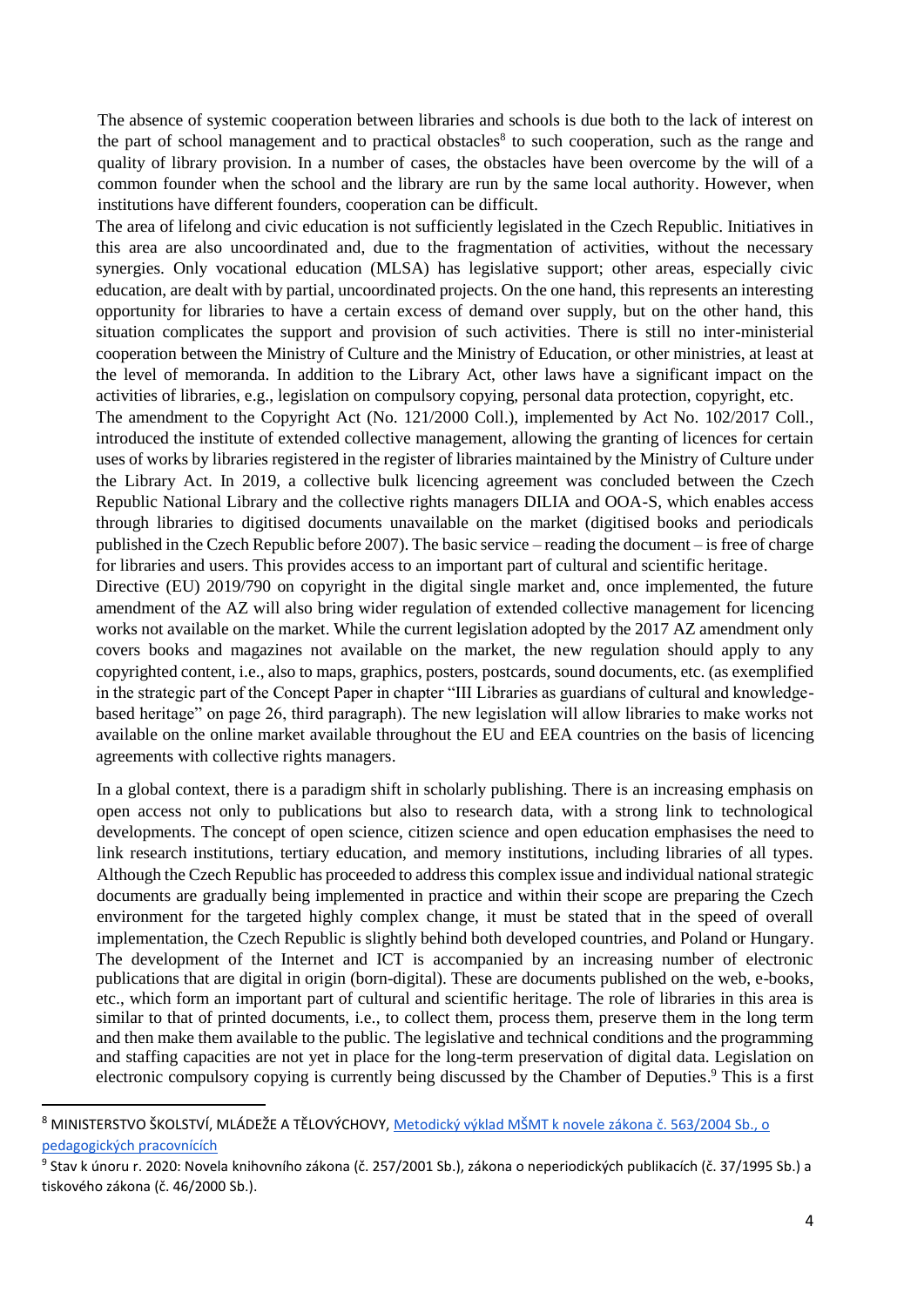The absence of systemic cooperation between libraries and schools is due both to the lack of interest on the part of school management and to practical obstacles[8] to such cooperation, such as the range and quality of library provision. In a number of cases, the obstacles have been overcome by the will of a common founder when the school and the library are run by the same local authority. However, when institutions have different founders, cooperation can be difficult.

The area of lifelong and civic education is not sufficiently legislated in the Czech Republic. Initiatives in this area are also uncoordinated and, due to the fragmentation of activities, without the necessary synergies. Only vocational education (MLSA) has legislative support; other areas, especially civic education, are dealt with by partial, uncoordinated projects. On the one hand, this represents an interesting opportunity for libraries to have a certain excess of demand over supply, but on the other hand, this situation complicates the support and provision of such activities. There is still no inter-ministerial cooperation between the Ministry of Culture and the Ministry of Education, or other ministries, at least at the level of memoranda. In addition to the Library Act, other laws have a significant impact on the activities of libraries, e.g., legislation on compulsory copying, personal data protection, copyright, etc.

The amendment to the Copyright Act (No. 121/2000 Coll.), implemented by Act No. 102/2017 Coll., introduced the institute of extended collective management, allowing the granting of licences for certain uses of works by libraries registered in the register of libraries maintained by the Ministry of Culture under the Library Act. In 2019, a collective bulk licencing agreement was concluded between the Czech Republic National Library and the collective rights managers DILIA and OOA-S, which enables access through libraries to digitised documents unavailable on the market (digitised books and periodicals published in the Czech Republic before 2007). The basic service – reading the document – is free of charge for libraries and users. This provides access to an important part of cultural and scientific heritage.

Directive (EU) 2019/790 on copyright in the digital single market and, once implemented, the future amendment of the AZ will also bring wider regulation of extended collective management for licencing works not available on the market. While the current legislation adopted by the 2017 AZ amendment only covers books and magazines not available on the market, the new regulation should apply to any copyrighted content, i.e., also to maps, graphics, posters, postcards, sound documents, etc. (as exemplified in the strategic part of the Concept Paper in chapter "III Libraries as guardians of cultural and knowledge-based heritage" on page 26, third paragraph). The new legislation will allow libraries to make works not available on the online market available throughout the EU and EEA countries on the basis of licencing agreements with collective rights managers.

In a global context, there is a paradigm shift in scholarly publishing. There is an increasing emphasis on open access not only to publications but also to research data, with a strong link to technological developments. The concept of open science, citizen science and open education emphasises the need to link research institutions, tertiary education, and memory institutions, including libraries of all types. Although the Czech Republic has proceeded to address this complex issue and individual national strategic documents are gradually being implemented in practice and within their scope are preparing the Czech environment for the targeted highly complex change, it must be stated that in the speed of overall implementation, the Czech Republic is slightly behind both developed countries, and Poland or Hungary.

The development of the Internet and ICT is accompanied by an increasing number of electronic publications that are digital in origin (born-digital). These are documents published on the web, e-books, etc., which form an important part of cultural and scientific heritage. The role of libraries in this area is similar to that of printed documents, i.e., to collect them, process them, preserve them in the long term and then make them available to the public. The legislative and technical conditions and the programming and staffing capacities are not yet in place for the long-term preservation of digital data. Legislation on electronic compulsory copying is currently being discussed by the Chamber of Deputies.[9] This is a first

---

[8] MINISTERSTVO ŠKOLSTVÍ, MLÁDEŽE A TĚLOVÝCHOVY, Metodický výklad MŠMT k novele zákona č. 563/2004 Sb., o pedagogických pracovnících

[9] Stav k únoru r. 2020: Novela knihovního zákona (č. 257/2001 Sb.), zákona o neperiodických publikacích (č. 37/1995 Sb.) a tiskového zákona (č. 46/2000 Sb.).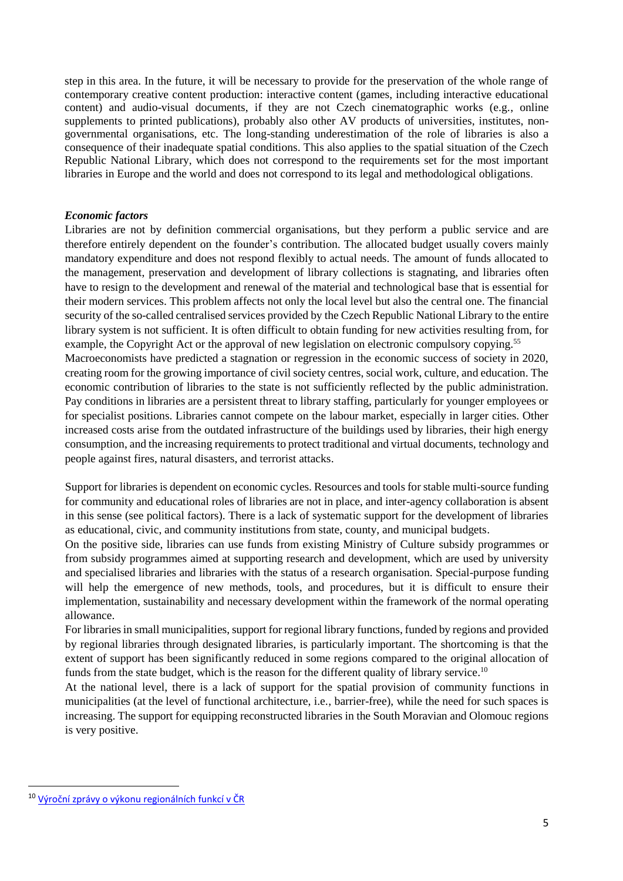step in this area. In the future, it will be necessary to provide for the preservation of the whole range of contemporary creative content production: interactive content (games, including interactive educational content) and audio-visual documents, if they are not Czech cinematographic works (e.g., online supplements to printed publications), probably also other AV products of universities, institutes, non-governmental organisations, etc. The long-standing underestimation of the role of libraries is also a consequence of their inadequate spatial conditions. This also applies to the spatial situation of the Czech Republic National Library, which does not correspond to the requirements set for the most important libraries in Europe and the world and does not correspond to its legal and methodological obligations.

***Economic factors***

Libraries are not by definition commercial organisations, but they perform a public service and are therefore entirely dependent on the founder's contribution. The allocated budget usually covers mainly mandatory expenditure and does not respond flexibly to actual needs. The amount of funds allocated to the management, preservation and development of library collections is stagnating, and libraries often have to resign to the development and renewal of the material and technological base that is essential for their modern services. This problem affects not only the local level but also the central one. The financial security of the so-called centralised services provided by the Czech Republic National Library to the entire library system is not sufficient. It is often difficult to obtain funding for new activities resulting from, for example, the Copyright Act or the approval of new legislation on electronic compulsory copying.[55]

Macroeconomists have predicted a stagnation or regression in the economic success of society in 2020, creating room for the growing importance of civil society centres, social work, culture, and education. The economic contribution of libraries to the state is not sufficiently reflected by the public administration. Pay conditions in libraries are a persistent threat to library staffing, particularly for younger employees or for specialist positions. Libraries cannot compete on the labour market, especially in larger cities. Other increased costs arise from the outdated infrastructure of the buildings used by libraries, their high energy consumption, and the increasing requirements to protect traditional and virtual documents, technology and people against fires, natural disasters, and terrorist attacks.

Support for libraries is dependent on economic cycles. Resources and tools for stable multi-source funding for community and educational roles of libraries are not in place, and inter-agency collaboration is absent in this sense (see political factors). There is a lack of systematic support for the development of libraries as educational, civic, and community institutions from state, county, and municipal budgets.

On the positive side, libraries can use funds from existing Ministry of Culture subsidy programmes or from subsidy programmes aimed at supporting research and development, which are used by university and specialised libraries and libraries with the status of a research organisation. Special-purpose funding will help the emergence of new methods, tools, and procedures, but it is difficult to ensure their implementation, sustainability and necessary development within the framework of the normal operating allowance.

For libraries in small municipalities, support for regional library functions, funded by regions and provided by regional libraries through designated libraries, is particularly important. The shortcoming is that the extent of support has been significantly reduced in some regions compared to the original allocation of funds from the state budget, which is the reason for the different quality of library service.[10]

At the national level, there is a lack of support for the spatial provision of community functions in municipalities (at the level of functional architecture, i.e., barrier-free), while the need for such spaces is increasing. The support for equipping reconstructed libraries in the South Moravian and Olomouc regions is very positive.

---

[10] Výroční zprávy o výkonu regionálních funkcí v ČR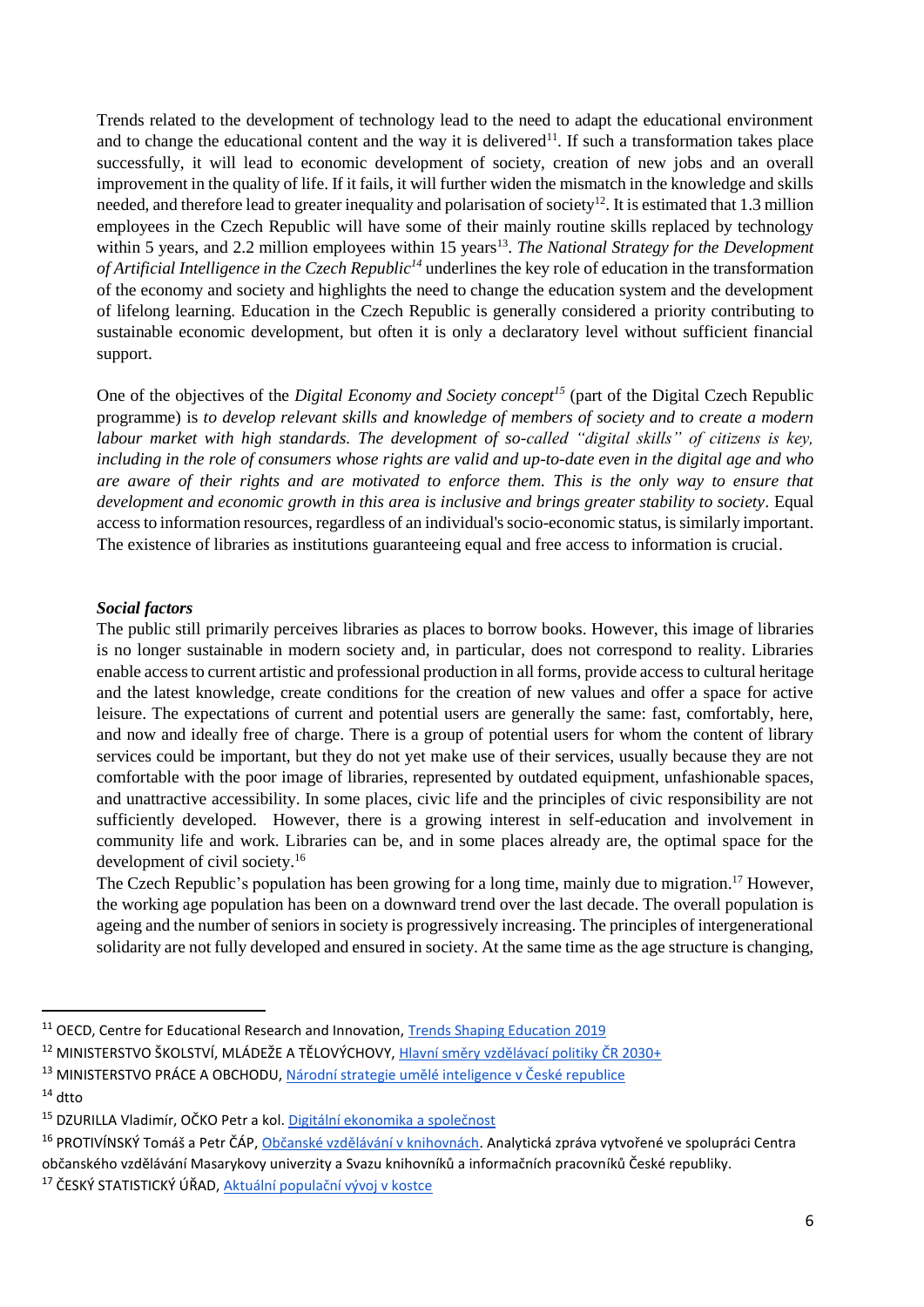Trends related to the development of technology lead to the need to adapt the educational environment and to change the educational content and the way it is delivered[11]. If such a transformation takes place successfully, it will lead to economic development of society, creation of new jobs and an overall improvement in the quality of life. If it fails, it will further widen the mismatch in the knowledge and skills needed, and therefore lead to greater inequality and polarisation of society[12]. It is estimated that 1.3 million employees in the Czech Republic will have some of their mainly routine skills replaced by technology within 5 years, and 2.2 million employees within 15 years[13]. *The National Strategy for the Development of Artificial Intelligence in the Czech Republic*[14] underlines the key role of education in the transformation of the economy and society and highlights the need to change the education system and the development of lifelong learning. Education in the Czech Republic is generally considered a priority contributing to sustainable economic development, but often it is only a declaratory level without sufficient financial support.

One of the objectives of the *Digital Economy and Society concept*[15] (part of the Digital Czech Republic programme) is *to develop relevant skills and knowledge of members of society and to create a modern labour market with high standards. The development of so-called "digital skills" of citizens is key, including in the role of consumers whose rights are valid and up-to-date even in the digital age and who are aware of their rights and are motivated to enforce them. This is the only way to ensure that development and economic growth in this area is inclusive and brings greater stability to society*. Equal access to information resources, regardless of an individual's socio-economic status, is similarly important. The existence of libraries as institutions guaranteeing equal and free access to information is crucial.

***Social factors***

The public still primarily perceives libraries as places to borrow books. However, this image of libraries is no longer sustainable in modern society and, in particular, does not correspond to reality. Libraries enable access to current artistic and professional production in all forms, provide access to cultural heritage and the latest knowledge, create conditions for the creation of new values and offer a space for active leisure. The expectations of current and potential users are generally the same: fast, comfortably, here, and now and ideally free of charge. There is a group of potential users for whom the content of library services could be important, but they do not yet make use of their services, usually because they are not comfortable with the poor image of libraries, represented by outdated equipment, unfashionable spaces, and unattractive accessibility. In some places, civic life and the principles of civic responsibility are not sufficiently developed. However, there is a growing interest in self-education and involvement in community life and work. Libraries can be, and in some places already are, the optimal space for the development of civil society.[16]

The Czech Republic's population has been growing for a long time, mainly due to migration.[17] However, the working age population has been on a downward trend over the last decade. The overall population is ageing and the number of seniors in society is progressively increasing. The principles of intergenerational solidarity are not fully developed and ensured in society. At the same time as the age structure is changing,

---

[11] OECD, Centre for Educational Research and Innovation, Trends Shaping Education 2019

[12] MINISTERSTVO ŠKOLSTVÍ, MLÁDEŽE A TĚLOVÝCHOVY, Hlavní směry vzdělávací politiky ČR 2030+

[13] MINISTERSTVO PRÁCE A OBCHODU, Národní strategie umělé inteligence v České republice

[14] dtto

[15] DZURILLA Vladimír, OČKO Petr a kol. Digitální ekonomika a společnost

[16] PROTIVÍNSKÝ Tomáš a Petr ČÁP, Občanské vzdělávání v knihovnách. Analytická zpráva vytvořené ve spolupráci Centra občanského vzdělávání Masarykovy univerzity a Svazu knihovníků a informačních pracovníků České republiky.

[17] ČESKÝ STATISTICKÝ ÚŘAD, Aktuální populační vývoj v kostce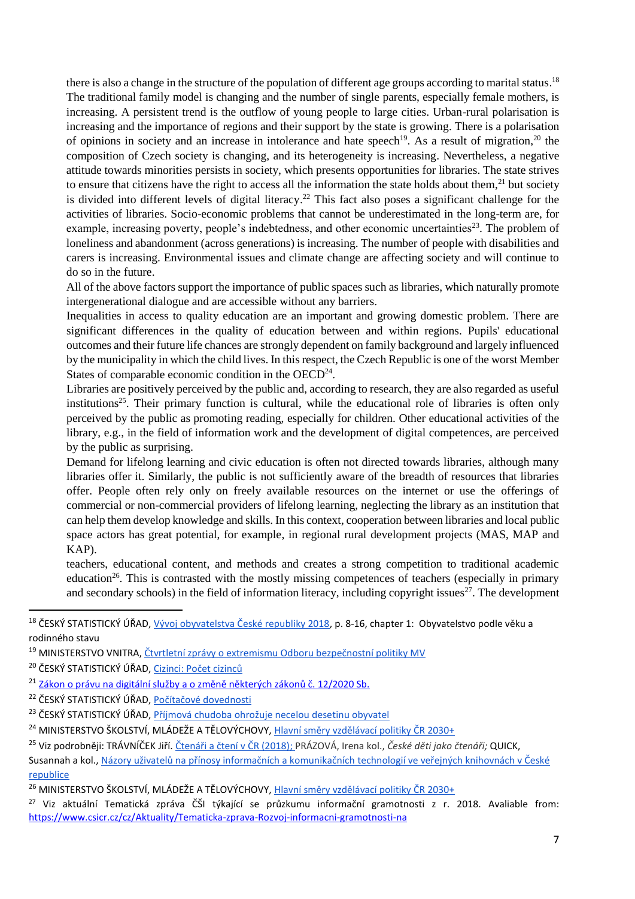there is also a change in the structure of the population of different age groups according to marital status.[18] The traditional family model is changing and the number of single parents, especially female mothers, is increasing. A persistent trend is the outflow of young people to large cities. Urban-rural polarisation is increasing and the importance of regions and their support by the state is growing. There is a polarisation of opinions in society and an increase in intolerance and hate speech[19]. As a result of migration,[20] the composition of Czech society is changing, and its heterogeneity is increasing. Nevertheless, a negative attitude towards minorities persists in society, which presents opportunities for libraries. The state strives to ensure that citizens have the right to access all the information the state holds about them,[21] but society is divided into different levels of digital literacy.[22] This fact also poses a significant challenge for the activities of libraries. Socio-economic problems that cannot be underestimated in the long-term are, for example, increasing poverty, people's indebtedness, and other economic uncertainties[23]. The problem of loneliness and abandonment (across generations) is increasing. The number of people with disabilities and carers is increasing. Environmental issues and climate change are affecting society and will continue to do so in the future.

All of the above factors support the importance of public spaces such as libraries, which naturally promote intergenerational dialogue and are accessible without any barriers.

Inequalities in access to quality education are an important and growing domestic problem. There are significant differences in the quality of education between and within regions. Pupils' educational outcomes and their future life chances are strongly dependent on family background and largely influenced by the municipality in which the child lives. In this respect, the Czech Republic is one of the worst Member States of comparable economic condition in the OECD[24].

Libraries are positively perceived by the public and, according to research, they are also regarded as useful institutions[25]. Their primary function is cultural, while the educational role of libraries is often only perceived by the public as promoting reading, especially for children. Other educational activities of the library, e.g., in the field of information work and the development of digital competences, are perceived by the public as surprising.

Demand for lifelong learning and civic education is often not directed towards libraries, although many libraries offer it. Similarly, the public is not sufficiently aware of the breadth of resources that libraries offer. People often rely only on freely available resources on the internet or use the offerings of commercial or non-commercial providers of lifelong learning, neglecting the library as an institution that can help them develop knowledge and skills. In this context, cooperation between libraries and local public space actors has great potential, for example, in regional rural development projects (MAS, MAP and KAP).

teachers, educational content, and methods and creates a strong competition to traditional academic education[26]. This is contrasted with the mostly missing competences of teachers (especially in primary and secondary schools) in the field of information literacy, including copyright issues[27]. The development

---

[18] ČESKÝ STATISTICKÝ ÚŘAD, Vývoj obyvatelstva České republiky 2018, p. 8-16, chapter 1: Obyvatelstvo podle věku a rodinného stavu

[19] MINISTERSTVO VNITRA, Čtvrtletní zprávy o extremismu Odboru bezpečnostní politiky MV

[20] ČESKÝ STATISTICKÝ ÚŘAD, Cizinci: Počet cizinců

[21] Zákon o právu na digitální služby a o změně některých zákonů č. 12/2020 Sb.

[22] ČESKÝ STATISTICKÝ ÚŘAD, Počítačové dovednosti

[23] ČESKÝ STATISTICKÝ ÚŘAD, Příjmová chudoba ohrožuje necelou desetinu obyvatel

[24] MINISTERSTVO ŠKOLSTVÍ, MLÁDEŽE A TĚLOVÝCHOVY, Hlavní směry vzdělávací politiky ČR 2030+

[25] Viz podrobněji: TRÁVNÍČEK Jiří. Čtenáři a čtení v ČR (2018); PRÁZOVÁ, Irena kol., *České děti jako čtenáři;* QUICK, Susannah a kol., Názory uživatelů na přínosy informačních a komunikačních technologií ve veřejných knihovnách v České republice

[26] MINISTERSTVO ŠKOLSTVÍ, MLÁDEŽE A TĚLOVÝCHOVY, Hlavní směry vzdělávací politiky ČR 2030+

[27] Viz aktuální Tematická zpráva ČŠI týkající se průzkumu informační gramotnosti z r. 2018. Avaliable from: https://www.csicr.cz/cz/Aktuality/Tematicka-zprava-Rozvoj-informacni-gramotnosti-na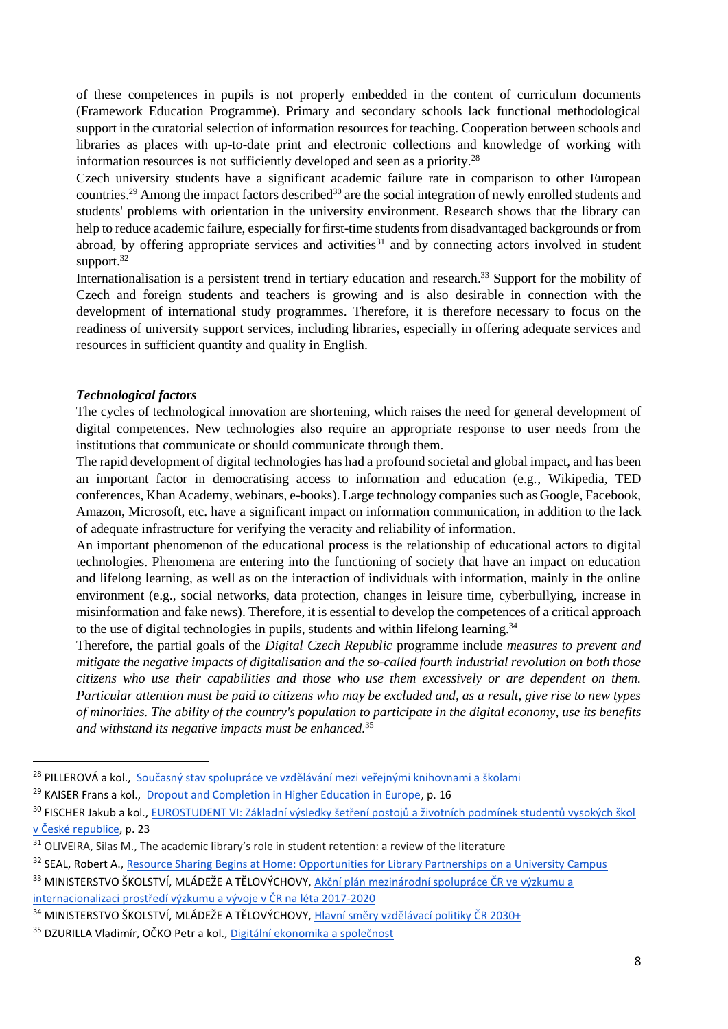of these competences in pupils is not properly embedded in the content of curriculum documents (Framework Education Programme). Primary and secondary schools lack functional methodological support in the curatorial selection of information resources for teaching. Cooperation between schools and libraries as places with up-to-date print and electronic collections and knowledge of working with information resources is not sufficiently developed and seen as a priority.[28]

Czech university students have a significant academic failure rate in comparison to other European countries.[29] Among the impact factors described[30] are the social integration of newly enrolled students and students' problems with orientation in the university environment. Research shows that the library can help to reduce academic failure, especially for first-time students from disadvantaged backgrounds or from abroad, by offering appropriate services and activities[31] and by connecting actors involved in student support.[32]

Internationalisation is a persistent trend in tertiary education and research.[33] Support for the mobility of Czech and foreign students and teachers is growing and is also desirable in connection with the development of international study programmes. Therefore, it is therefore necessary to focus on the readiness of university support services, including libraries, especially in offering adequate services and resources in sufficient quantity and quality in English.

***Technological factors***

The cycles of technological innovation are shortening, which raises the need for general development of digital competences. New technologies also require an appropriate response to user needs from the institutions that communicate or should communicate through them.

The rapid development of digital technologies has had a profound societal and global impact, and has been an important factor in democratising access to information and education (e.g., Wikipedia, TED conferences, Khan Academy, webinars, e-books). Large technology companies such as Google, Facebook, Amazon, Microsoft, etc. have a significant impact on information communication, in addition to the lack of adequate infrastructure for verifying the veracity and reliability of information.

An important phenomenon of the educational process is the relationship of educational actors to digital technologies. Phenomena are entering into the functioning of society that have an impact on education and lifelong learning, as well as on the interaction of individuals with information, mainly in the online environment (e.g., social networks, data protection, changes in leisure time, cyberbullying, increase in misinformation and fake news). Therefore, it is essential to develop the competences of a critical approach to the use of digital technologies in pupils, students and within lifelong learning.[34]

Therefore, the partial goals of the *Digital Czech Republic* programme include *measures to prevent and mitigate the negative impacts of digitalisation and the so-called fourth industrial revolution on both those citizens who use their capabilities and those who use them excessively or are dependent on them. Particular attention must be paid to citizens who may be excluded and, as a result, give rise to new types of minorities. The ability of the country's population to participate in the digital economy, use its benefits and withstand its negative impacts must be enhanced.*[35]

---

[28] PILLEROVÁ a kol., Současný stav spolupráce ve vzdělávání mezi veřejnými knihovnami a školami

[29] KAISER Frans a kol., Dropout and Completion in Higher Education in Europe, p. 16

[30] FISCHER Jakub a kol., EUROSTUDENT VI: Základní výsledky šetření postojů a životních podmínek studentů vysokých škol v České republice, p. 23

[31] OLIVEIRA, Silas M., The academic library's role in student retention: a review of the literature

[32] SEAL, Robert A., Resource Sharing Begins at Home: Opportunities for Library Partnerships on a University Campus

[33] MINISTERSTVO ŠKOLSTVÍ, MLÁDEŽE A TĚLOVÝCHOVY, Akční plán mezinárodní spolupráce ČR ve výzkumu a internacionalizaci prostředí výzkumu a vývoje v ČR na léta 2017-2020

[34] MINISTERSTVO ŠKOLSTVÍ, MLÁDEŽE A TĚLOVÝCHOVY, Hlavní směry vzdělávací politiky ČR 2030+

[35] DZURILLA Vladimír, OČKO Petr a kol., Digitální ekonomika a společnost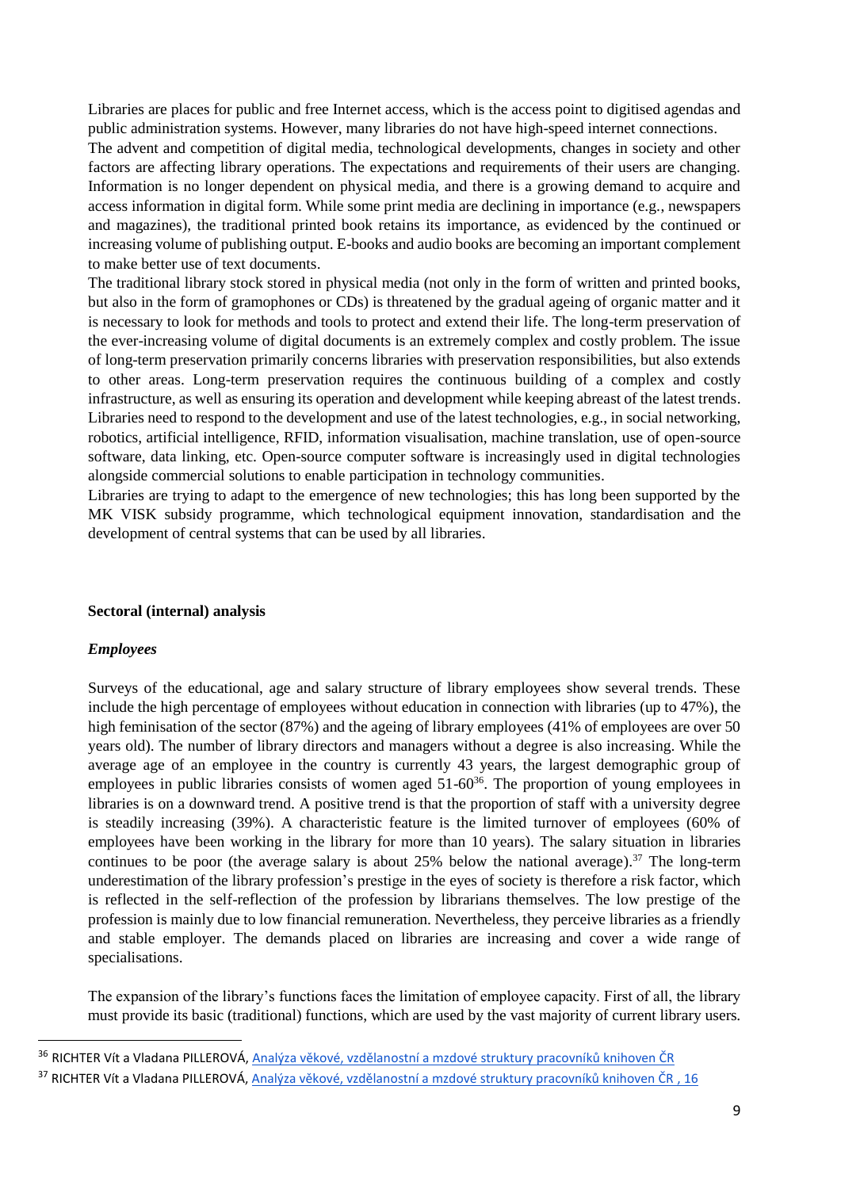Libraries are places for public and free Internet access, which is the access point to digitised agendas and public administration systems. However, many libraries do not have high-speed internet connections.

The advent and competition of digital media, technological developments, changes in society and other factors are affecting library operations. The expectations and requirements of their users are changing. Information is no longer dependent on physical media, and there is a growing demand to acquire and access information in digital form. While some print media are declining in importance (e.g., newspapers and magazines), the traditional printed book retains its importance, as evidenced by the continued or increasing volume of publishing output. E-books and audio books are becoming an important complement to make better use of text documents.

The traditional library stock stored in physical media (not only in the form of written and printed books, but also in the form of gramophones or CDs) is threatened by the gradual ageing of organic matter and it is necessary to look for methods and tools to protect and extend their life. The long-term preservation of the ever-increasing volume of digital documents is an extremely complex and costly problem. The issue of long-term preservation primarily concerns libraries with preservation responsibilities, but also extends to other areas. Long-term preservation requires the continuous building of a complex and costly infrastructure, as well as ensuring its operation and development while keeping abreast of the latest trends.

Libraries need to respond to the development and use of the latest technologies, e.g., in social networking, robotics, artificial intelligence, RFID, information visualisation, machine translation, use of open-source software, data linking, etc. Open-source computer software is increasingly used in digital technologies alongside commercial solutions to enable participation in technology communities.

Libraries are trying to adapt to the emergence of new technologies; this has long been supported by the MK VISK subsidy programme, which technological equipment innovation, standardisation and the development of central systems that can be used by all libraries.

**Sectoral (internal) analysis**

***Employees***

Surveys of the educational, age and salary structure of library employees show several trends. These include the high percentage of employees without education in connection with libraries (up to 47%), the high feminisation of the sector (87%) and the ageing of library employees (41% of employees are over 50 years old). The number of library directors and managers without a degree is also increasing. While the average age of an employee in the country is currently 43 years, the largest demographic group of employees in public libraries consists of women aged 51-60[36]. The proportion of young employees in libraries is on a downward trend. A positive trend is that the proportion of staff with a university degree is steadily increasing (39%). A characteristic feature is the limited turnover of employees (60% of employees have been working in the library for more than 10 years). The salary situation in libraries continues to be poor (the average salary is about 25% below the national average).[37] The long-term underestimation of the library profession's prestige in the eyes of society is therefore a risk factor, which is reflected in the self-reflection of the profession by librarians themselves. The low prestige of the profession is mainly due to low financial remuneration. Nevertheless, they perceive libraries as a friendly and stable employer. The demands placed on libraries are increasing and cover a wide range of specialisations.

The expansion of the library's functions faces the limitation of employee capacity. First of all, the library must provide its basic (traditional) functions, which are used by the vast majority of current library users.

---

[36] RICHTER Vít a Vladana PILLEROVÁ, Analýza věkové, vzdělanostní a mzdové struktury pracovníků knihoven ČR

[37] RICHTER Vít a Vladana PILLEROVÁ, Analýza věkové, vzdělanostní a mzdové struktury pracovníků knihoven ČR , 16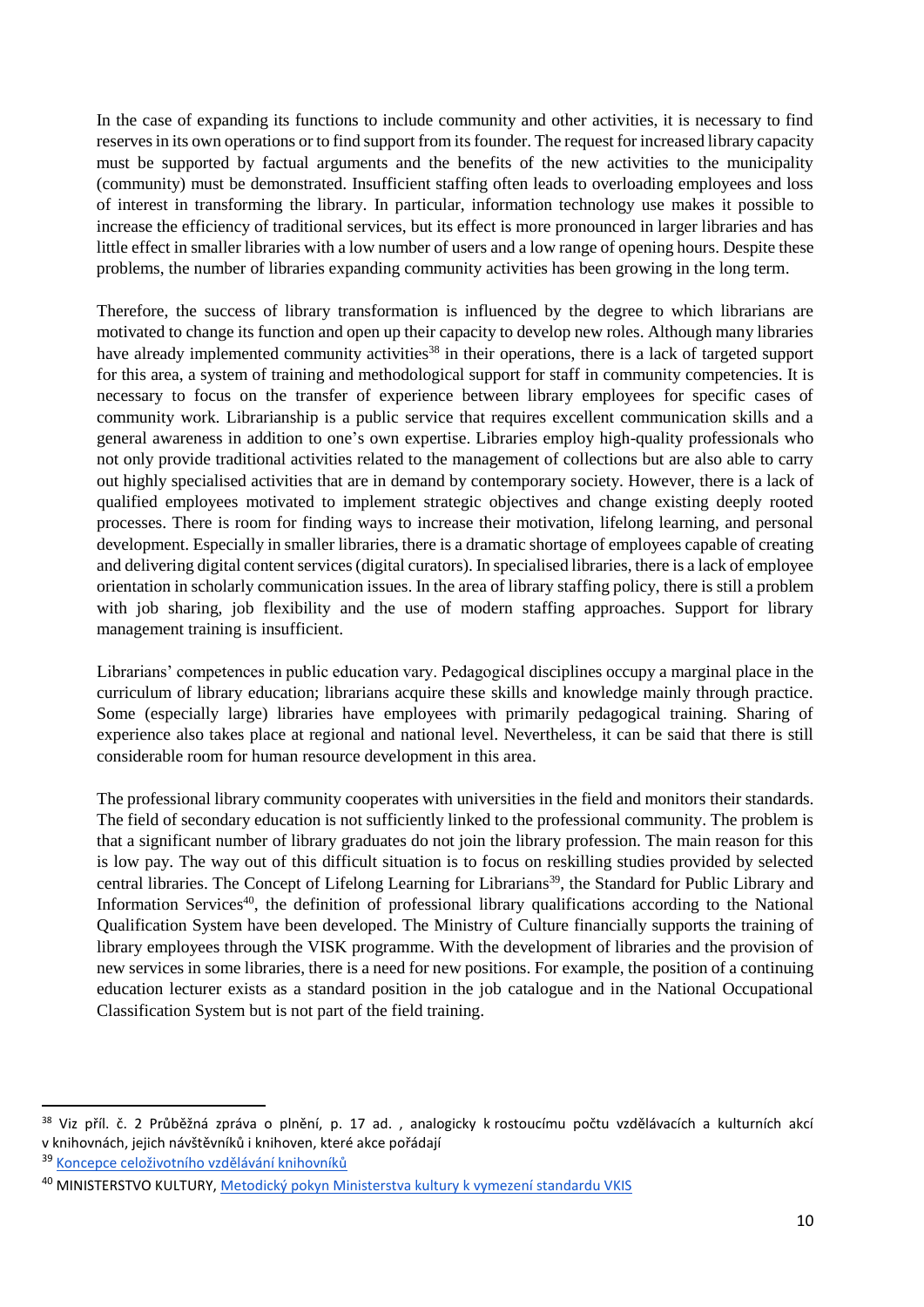In the case of expanding its functions to include community and other activities, it is necessary to find reserves in its own operations or to find support from its founder. The request for increased library capacity must be supported by factual arguments and the benefits of the new activities to the municipality (community) must be demonstrated. Insufficient staffing often leads to overloading employees and loss of interest in transforming the library. In particular, information technology use makes it possible to increase the efficiency of traditional services, but its effect is more pronounced in larger libraries and has little effect in smaller libraries with a low number of users and a low range of opening hours. Despite these problems, the number of libraries expanding community activities has been growing in the long term.

Therefore, the success of library transformation is influenced by the degree to which librarians are motivated to change its function and open up their capacity to develop new roles. Although many libraries have already implemented community activities[38] in their operations, there is a lack of targeted support for this area, a system of training and methodological support for staff in community competencies. It is necessary to focus on the transfer of experience between library employees for specific cases of community work. Librarianship is a public service that requires excellent communication skills and a general awareness in addition to one's own expertise. Libraries employ high-quality professionals who not only provide traditional activities related to the management of collections but are also able to carry out highly specialised activities that are in demand by contemporary society. However, there is a lack of qualified employees motivated to implement strategic objectives and change existing deeply rooted processes. There is room for finding ways to increase their motivation, lifelong learning, and personal development. Especially in smaller libraries, there is a dramatic shortage of employees capable of creating and delivering digital content services (digital curators). In specialised libraries, there is a lack of employee orientation in scholarly communication issues. In the area of library staffing policy, there is still a problem with job sharing, job flexibility and the use of modern staffing approaches. Support for library management training is insufficient.

Librarians' competences in public education vary. Pedagogical disciplines occupy a marginal place in the curriculum of library education; librarians acquire these skills and knowledge mainly through practice. Some (especially large) libraries have employees with primarily pedagogical training. Sharing of experience also takes place at regional and national level. Nevertheless, it can be said that there is still considerable room for human resource development in this area.

The professional library community cooperates with universities in the field and monitors their standards. The field of secondary education is not sufficiently linked to the professional community. The problem is that a significant number of library graduates do not join the library profession. The main reason for this is low pay. The way out of this difficult situation is to focus on reskilling studies provided by selected central libraries. The Concept of Lifelong Learning for Librarians[39], the Standard for Public Library and Information Services[40], the definition of professional library qualifications according to the National Qualification System have been developed. The Ministry of Culture financially supports the training of library employees through the VISK programme. With the development of libraries and the provision of new services in some libraries, there is a need for new positions. For example, the position of a continuing education lecturer exists as a standard position in the job catalogue and in the National Occupational Classification System but is not part of the field training.

---

[38] Viz příl. č. 2 Průběžná zpráva o plnění, p. 17 ad. , analogicky k rostoucímu počtu vzdělávacích a kulturních akcí v knihovnách, jejich návštěvníků i knihoven, které akce pořádají

[39] Koncepce celoživotního vzdělávání knihovníků

[40] MINISTERSTVO KULTURY, Metodický pokyn Ministerstva kultury k vymezení standardu VKIS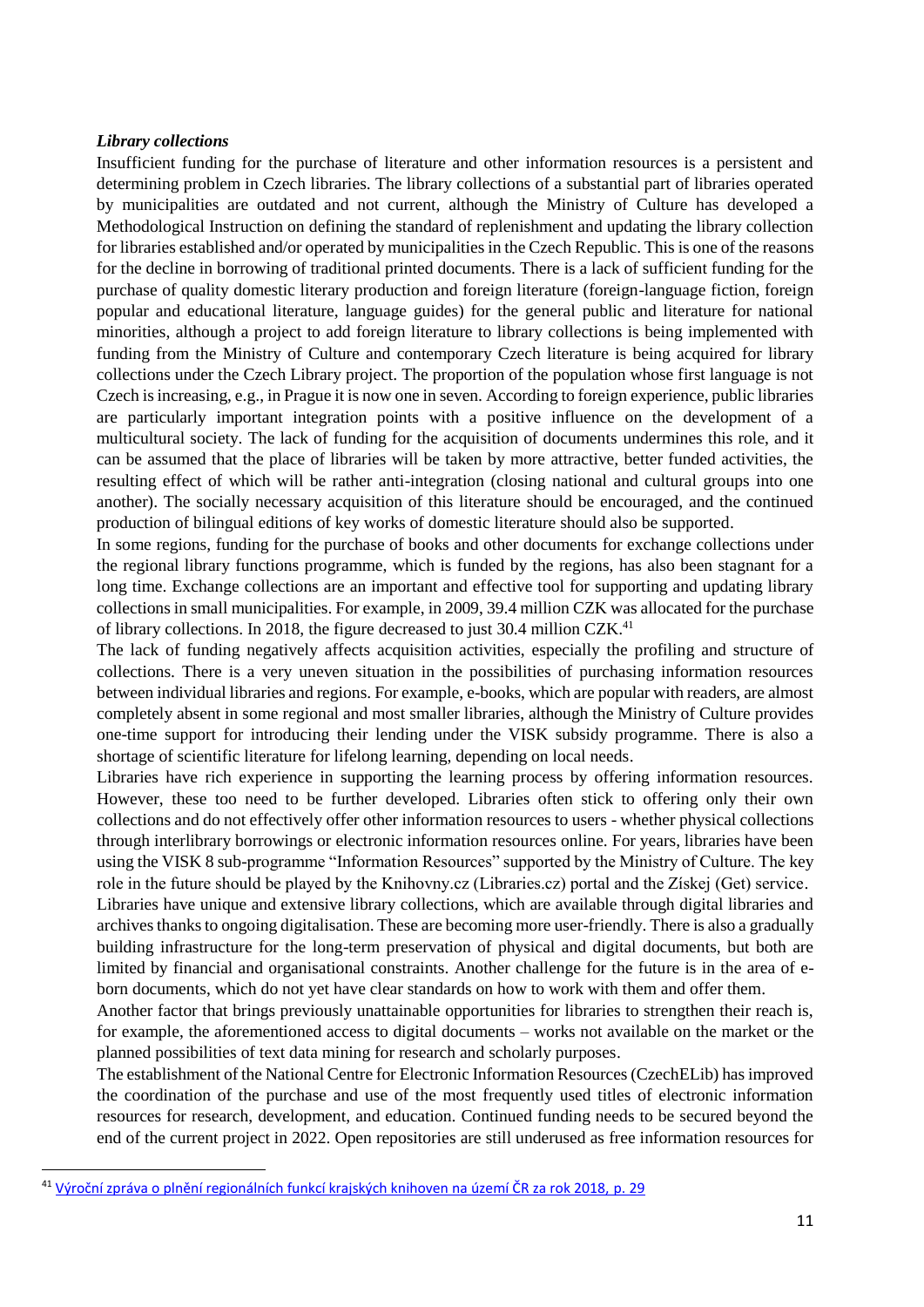***Library collections***

Insufficient funding for the purchase of literature and other information resources is a persistent and determining problem in Czech libraries. The library collections of a substantial part of libraries operated by municipalities are outdated and not current, although the Ministry of Culture has developed a Methodological Instruction on defining the standard of replenishment and updating the library collection for libraries established and/or operated by municipalities in the Czech Republic. This is one of the reasons for the decline in borrowing of traditional printed documents. There is a lack of sufficient funding for the purchase of quality domestic literary production and foreign literature (foreign-language fiction, foreign popular and educational literature, language guides) for the general public and literature for national minorities, although a project to add foreign literature to library collections is being implemented with funding from the Ministry of Culture and contemporary Czech literature is being acquired for library collections under the Czech Library project. The proportion of the population whose first language is not Czech is increasing, e.g., in Prague it is now one in seven. According to foreign experience, public libraries are particularly important integration points with a positive influence on the development of a multicultural society. The lack of funding for the acquisition of documents undermines this role, and it can be assumed that the place of libraries will be taken by more attractive, better funded activities, the resulting effect of which will be rather anti-integration (closing national and cultural groups into one another). The socially necessary acquisition of this literature should be encouraged, and the continued production of bilingual editions of key works of domestic literature should also be supported.

In some regions, funding for the purchase of books and other documents for exchange collections under the regional library functions programme, which is funded by the regions, has also been stagnant for a long time. Exchange collections are an important and effective tool for supporting and updating library collections in small municipalities. For example, in 2009, 39.4 million CZK was allocated for the purchase of library collections. In 2018, the figure decreased to just 30.4 million CZK.[41]

The lack of funding negatively affects acquisition activities, especially the profiling and structure of collections. There is a very uneven situation in the possibilities of purchasing information resources between individual libraries and regions. For example, e-books, which are popular with readers, are almost completely absent in some regional and most smaller libraries, although the Ministry of Culture provides one-time support for introducing their lending under the VISK subsidy programme. There is also a shortage of scientific literature for lifelong learning, depending on local needs.

Libraries have rich experience in supporting the learning process by offering information resources. However, these too need to be further developed. Libraries often stick to offering only their own collections and do not effectively offer other information resources to users - whether physical collections through interlibrary borrowings or electronic information resources online. For years, libraries have been using the VISK 8 sub-programme "Information Resources" supported by the Ministry of Culture. The key role in the future should be played by the Knihovny.cz (Libraries.cz) portal and the Získej (Get) service.

Libraries have unique and extensive library collections, which are available through digital libraries and archives thanks to ongoing digitalisation. These are becoming more user-friendly. There is also a gradually building infrastructure for the long-term preservation of physical and digital documents, but both are limited by financial and organisational constraints. Another challenge for the future is in the area of e-born documents, which do not yet have clear standards on how to work with them and offer them.

Another factor that brings previously unattainable opportunities for libraries to strengthen their reach is, for example, the aforementioned access to digital documents – works not available on the market or the planned possibilities of text data mining for research and scholarly purposes.

The establishment of the National Centre for Electronic Information Resources (CzechELib) has improved the coordination of the purchase and use of the most frequently used titles of electronic information resources for research, development, and education. Continued funding needs to be secured beyond the end of the current project in 2022. Open repositories are still underused as free information resources for

---

[41] Výroční zpráva o plnění regionálních funkcí krajských knihoven na území ČR za rok 2018, p. 29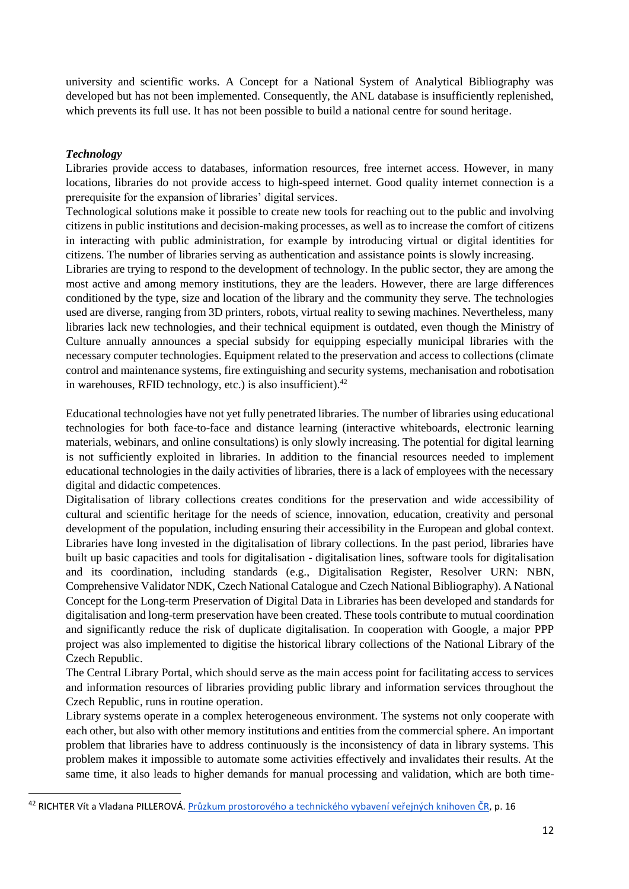university and scientific works. A Concept for a National System of Analytical Bibliography was developed but has not been implemented. Consequently, the ANL database is insufficiently replenished, which prevents its full use. It has not been possible to build a national centre for sound heritage.

***Technology***

Libraries provide access to databases, information resources, free internet access. However, in many locations, libraries do not provide access to high-speed internet. Good quality internet connection is a prerequisite for the expansion of libraries' digital services.

Technological solutions make it possible to create new tools for reaching out to the public and involving citizens in public institutions and decision-making processes, as well as to increase the comfort of citizens in interacting with public administration, for example by introducing virtual or digital identities for citizens. The number of libraries serving as authentication and assistance points is slowly increasing.

Libraries are trying to respond to the development of technology. In the public sector, they are among the most active and among memory institutions, they are the leaders. However, there are large differences conditioned by the type, size and location of the library and the community they serve. The technologies used are diverse, ranging from 3D printers, robots, virtual reality to sewing machines. Nevertheless, many libraries lack new technologies, and their technical equipment is outdated, even though the Ministry of Culture annually announces a special subsidy for equipping especially municipal libraries with the necessary computer technologies. Equipment related to the preservation and access to collections (climate control and maintenance systems, fire extinguishing and security systems, mechanisation and robotisation in warehouses, RFID technology, etc.) is also insufficient).[42]

Educational technologies have not yet fully penetrated libraries. The number of libraries using educational technologies for both face-to-face and distance learning (interactive whiteboards, electronic learning materials, webinars, and online consultations) is only slowly increasing. The potential for digital learning is not sufficiently exploited in libraries. In addition to the financial resources needed to implement educational technologies in the daily activities of libraries, there is a lack of employees with the necessary digital and didactic competences.

Digitalisation of library collections creates conditions for the preservation and wide accessibility of cultural and scientific heritage for the needs of science, innovation, education, creativity and personal development of the population, including ensuring their accessibility in the European and global context. Libraries have long invested in the digitalisation of library collections. In the past period, libraries have built up basic capacities and tools for digitalisation - digitalisation lines, software tools for digitalisation and its coordination, including standards (e.g., Digitalisation Register, Resolver URN: NBN, Comprehensive Validator NDK, Czech National Catalogue and Czech National Bibliography). A National Concept for the Long-term Preservation of Digital Data in Libraries has been developed and standards for digitalisation and long-term preservation have been created. These tools contribute to mutual coordination and significantly reduce the risk of duplicate digitalisation. In cooperation with Google, a major PPP project was also implemented to digitise the historical library collections of the National Library of the Czech Republic.

The Central Library Portal, which should serve as the main access point for facilitating access to services and information resources of libraries providing public library and information services throughout the Czech Republic, runs in routine operation.

Library systems operate in a complex heterogeneous environment. The systems not only cooperate with each other, but also with other memory institutions and entities from the commercial sphere. An important problem that libraries have to address continuously is the inconsistency of data in library systems. This problem makes it impossible to automate some activities effectively and invalidates their results. At the same time, it also leads to higher demands for manual processing and validation, which are both time-

[42] RICHTER Vít a Vladana PILLEROVÁ. Průzkum prostorového a technického vybavení veřejných knihoven ČR, p. 16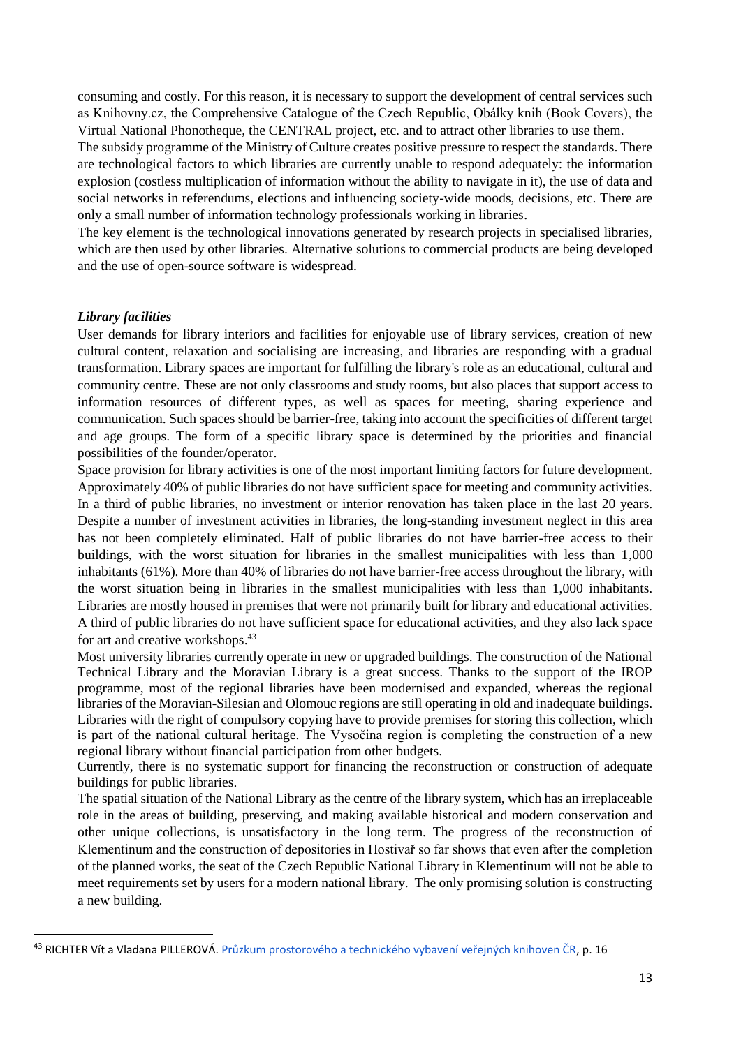consuming and costly. For this reason, it is necessary to support the development of central services such as Knihovny.cz, the Comprehensive Catalogue of the Czech Republic, Obálky knih (Book Covers), the Virtual National Phonotheque, the CENTRAL project, etc. and to attract other libraries to use them.

The subsidy programme of the Ministry of Culture creates positive pressure to respect the standards. There are technological factors to which libraries are currently unable to respond adequately: the information explosion (costless multiplication of information without the ability to navigate in it), the use of data and social networks in referendums, elections and influencing society-wide moods, decisions, etc. There are only a small number of information technology professionals working in libraries.

The key element is the technological innovations generated by research projects in specialised libraries, which are then used by other libraries. Alternative solutions to commercial products are being developed and the use of open-source software is widespread.

***Library facilities***

User demands for library interiors and facilities for enjoyable use of library services, creation of new cultural content, relaxation and socialising are increasing, and libraries are responding with a gradual transformation. Library spaces are important for fulfilling the library's role as an educational, cultural and community centre. These are not only classrooms and study rooms, but also places that support access to information resources of different types, as well as spaces for meeting, sharing experience and communication. Such spaces should be barrier-free, taking into account the specificities of different target and age groups. The form of a specific library space is determined by the priorities and financial possibilities of the founder/operator.

Space provision for library activities is one of the most important limiting factors for future development. Approximately 40% of public libraries do not have sufficient space for meeting and community activities. In a third of public libraries, no investment or interior renovation has taken place in the last 20 years. Despite a number of investment activities in libraries, the long-standing investment neglect in this area has not been completely eliminated. Half of public libraries do not have barrier-free access to their buildings, with the worst situation for libraries in the smallest municipalities with less than 1,000 inhabitants (61%). More than 40% of libraries do not have barrier-free access throughout the library, with the worst situation being in libraries in the smallest municipalities with less than 1,000 inhabitants. Libraries are mostly housed in premises that were not primarily built for library and educational activities. A third of public libraries do not have sufficient space for educational activities, and they also lack space for art and creative workshops.[43]

Most university libraries currently operate in new or upgraded buildings. The construction of the National Technical Library and the Moravian Library is a great success. Thanks to the support of the IROP programme, most of the regional libraries have been modernised and expanded, whereas the regional libraries of the Moravian-Silesian and Olomouc regions are still operating in old and inadequate buildings. Libraries with the right of compulsory copying have to provide premises for storing this collection, which is part of the national cultural heritage. The Vysočina region is completing the construction of a new regional library without financial participation from other budgets.

Currently, there is no systematic support for financing the reconstruction or construction of adequate buildings for public libraries.

The spatial situation of the National Library as the centre of the library system, which has an irreplaceable role in the areas of building, preserving, and making available historical and modern conservation and other unique collections, is unsatisfactory in the long term. The progress of the reconstruction of Klementinum and the construction of depositories in Hostivař so far shows that even after the completion of the planned works, the seat of the Czech Republic National Library in Klementinum will not be able to meet requirements set by users for a modern national library. The only promising solution is constructing a new building.

---

[43] RICHTER Vít a Vladana PILLEROVÁ. Průzkum prostorového a technického vybavení veřejných knihoven ČR, p. 16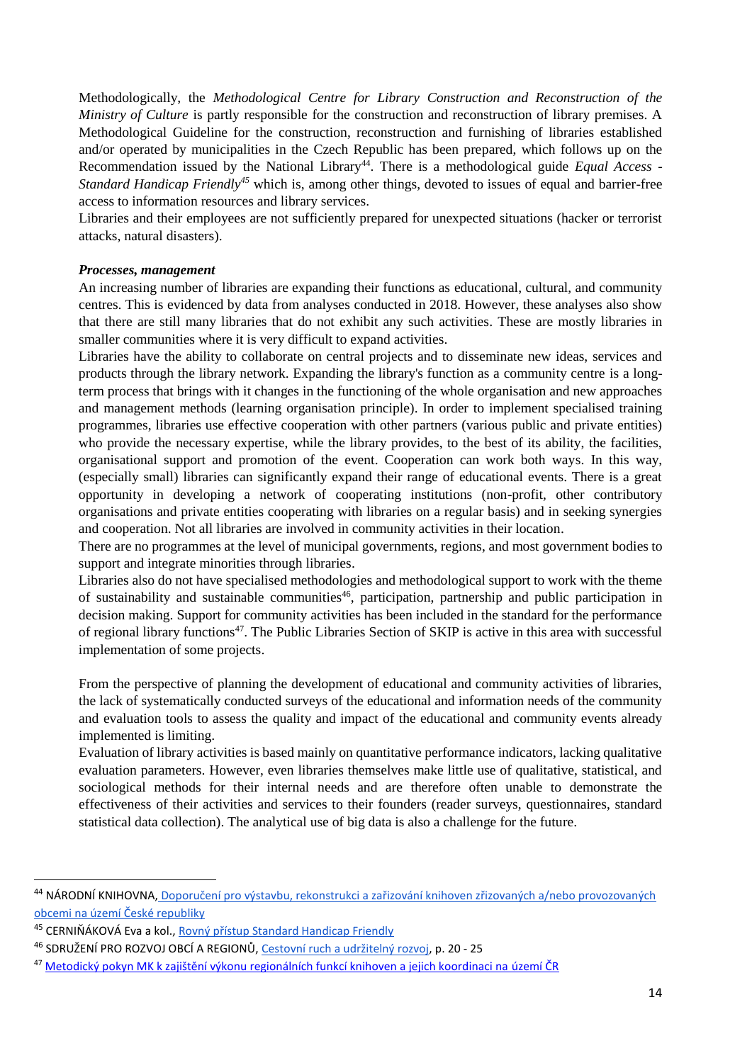Methodologically, the *Methodological Centre for Library Construction and Reconstruction of the Ministry of Culture* is partly responsible for the construction and reconstruction of library premises. A Methodological Guideline for the construction, reconstruction and furnishing of libraries established and/or operated by municipalities in the Czech Republic has been prepared, which follows up on the Recommendation issued by the National Library[44]. There is a methodological guide *Equal Access - Standard Handicap Friendly*[45] which is, among other things, devoted to issues of equal and barrier-free access to information resources and library services.

Libraries and their employees are not sufficiently prepared for unexpected situations (hacker or terrorist attacks, natural disasters).

***Processes, management***

An increasing number of libraries are expanding their functions as educational, cultural, and community centres. This is evidenced by data from analyses conducted in 2018. However, these analyses also show that there are still many libraries that do not exhibit any such activities. These are mostly libraries in smaller communities where it is very difficult to expand activities.

Libraries have the ability to collaborate on central projects and to disseminate new ideas, services and products through the library network. Expanding the library's function as a community centre is a long-term process that brings with it changes in the functioning of the whole organisation and new approaches and management methods (learning organisation principle). In order to implement specialised training programmes, libraries use effective cooperation with other partners (various public and private entities) who provide the necessary expertise, while the library provides, to the best of its ability, the facilities, organisational support and promotion of the event. Cooperation can work both ways. In this way, (especially small) libraries can significantly expand their range of educational events. There is a great opportunity in developing a network of cooperating institutions (non-profit, other contributory organisations and private entities cooperating with libraries on a regular basis) and in seeking synergies and cooperation. Not all libraries are involved in community activities in their location.

There are no programmes at the level of municipal governments, regions, and most government bodies to support and integrate minorities through libraries.

Libraries also do not have specialised methodologies and methodological support to work with the theme of sustainability and sustainable communities[46], participation, partnership and public participation in decision making. Support for community activities has been included in the standard for the performance of regional library functions[47]. The Public Libraries Section of SKIP is active in this area with successful implementation of some projects.

From the perspective of planning the development of educational and community activities of libraries, the lack of systematically conducted surveys of the educational and information needs of the community and evaluation tools to assess the quality and impact of the educational and community events already implemented is limiting.

Evaluation of library activities is based mainly on quantitative performance indicators, lacking qualitative evaluation parameters. However, even libraries themselves make little use of qualitative, statistical, and sociological methods for their internal needs and are therefore often unable to demonstrate the effectiveness of their activities and services to their founders (reader surveys, questionnaires, standard statistical data collection). The analytical use of big data is also a challenge for the future.

---

[44] NÁRODNÍ KNIHOVNA, Doporučení pro výstavbu, rekonstrukci a zařizování knihoven zřizovaných a/nebo provozovaných obcemi na území České republiky

[45] CERNIŇÁKOVÁ Eva a kol., Rovný přístup Standard Handicap Friendly

[46] SDRUŽENÍ PRO ROZVOJ OBCÍ A REGIONŮ, Cestovní ruch a udržitelný rozvoj, p. 20 - 25

[47] Metodický pokyn MK k zajištění výkonu regionálních funkcí knihoven a jejich koordinaci na území ČR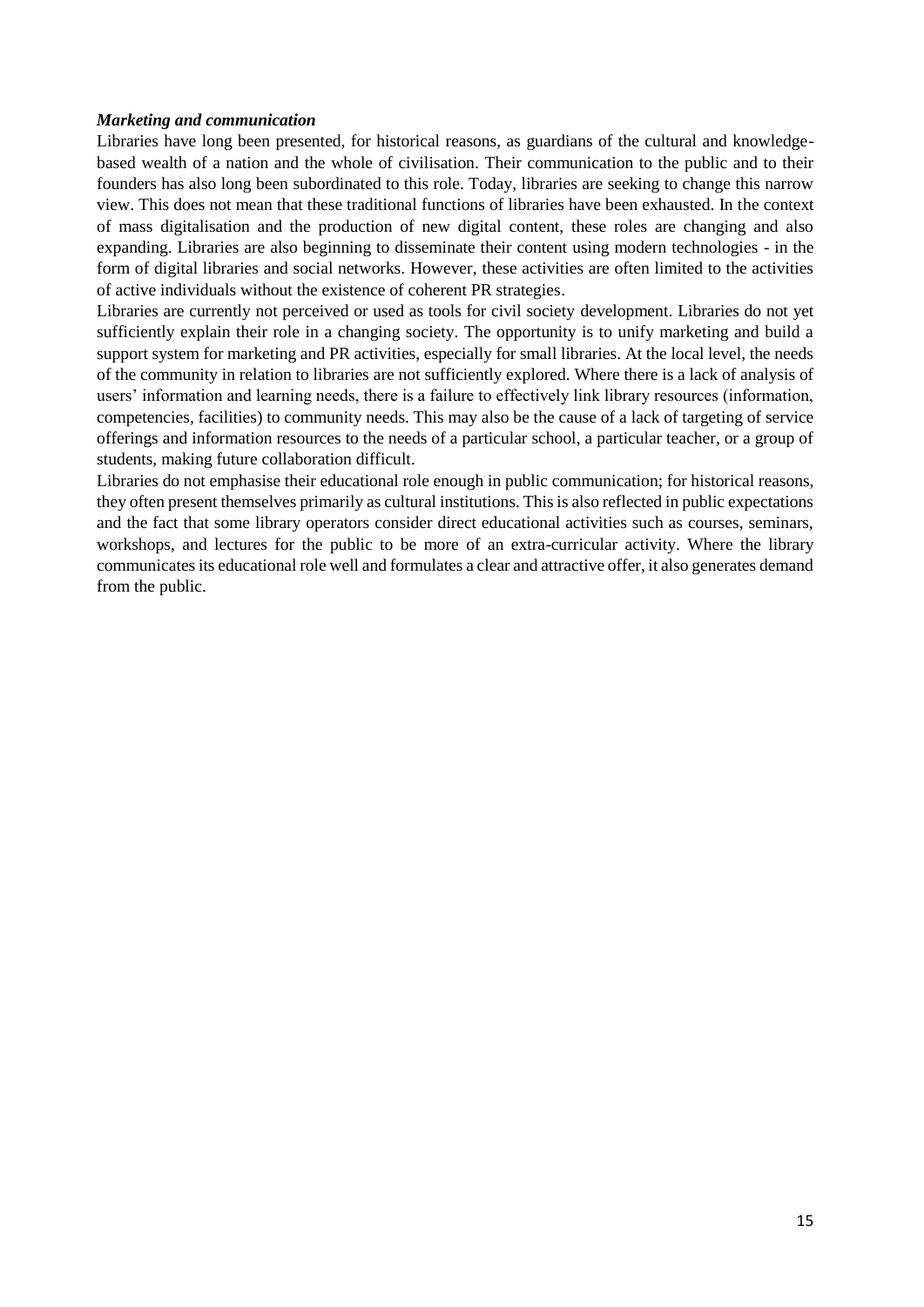***Marketing and communication***

Libraries have long been presented, for historical reasons, as guardians of the cultural and knowledge-based wealth of a nation and the whole of civilisation. Their communication to the public and to their founders has also long been subordinated to this role. Today, libraries are seeking to change this narrow view. This does not mean that these traditional functions of libraries have been exhausted. In the context of mass digitalisation and the production of new digital content, these roles are changing and also expanding. Libraries are also beginning to disseminate their content using modern technologies - in the form of digital libraries and social networks. However, these activities are often limited to the activities of active individuals without the existence of coherent PR strategies.

Libraries are currently not perceived or used as tools for civil society development. Libraries do not yet sufficiently explain their role in a changing society. The opportunity is to unify marketing and build a support system for marketing and PR activities, especially for small libraries. At the local level, the needs of the community in relation to libraries are not sufficiently explored. Where there is a lack of analysis of users' information and learning needs, there is a failure to effectively link library resources (information, competencies, facilities) to community needs. This may also be the cause of a lack of targeting of service offerings and information resources to the needs of a particular school, a particular teacher, or a group of students, making future collaboration difficult.

Libraries do not emphasise their educational role enough in public communication; for historical reasons, they often present themselves primarily as cultural institutions. This is also reflected in public expectations and the fact that some library operators consider direct educational activities such as courses, seminars, workshops, and lectures for the public to be more of an extra-curricular activity. Where the library communicates its educational role well and formulates a clear and attractive offer, it also generates demand from the public.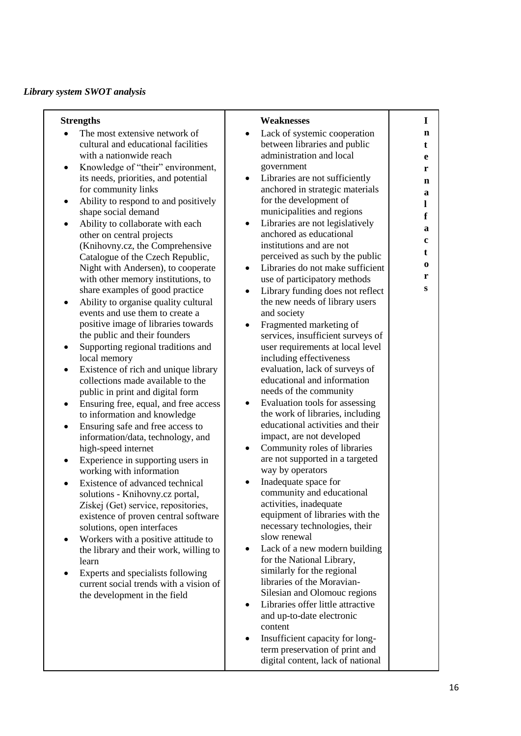*Library system SWOT analysis*

| Strengths | Weaknesses | Internal factors |
|---|---|---|
| • The most extensive network of cultural and educational facilities with a nationwide reach<br>• Knowledge of "their" environment, its needs, priorities, and potential for community links<br>• Ability to respond to and positively shape social demand<br>• Ability to collaborate with each other on central projects (Knihovny.cz, the Comprehensive Catalogue of the Czech Republic, Night with Andersen), to cooperate with other memory institutions, to share examples of good practice<br>• Ability to organise quality cultural events and use them to create a positive image of libraries towards the public and their founders<br>• Supporting regional traditions and local memory<br>• Existence of rich and unique library collections made available to the public in print and digital form<br>• Ensuring free, equal, and free access to information and knowledge<br>• Ensuring safe and free access to information/data, technology, and high-speed internet<br>• Experience in supporting users in working with information<br>• Existence of advanced technical solutions - Knihovny.cz portal, Získej (Get) service, repositories, existence of proven central software solutions, open interfaces<br>• Workers with a positive attitude to the library and their work, willing to learn<br>• Experts and specialists following current social trends with a vision of the development in the field | • Lack of systemic cooperation between libraries and public administration and local government<br>• Libraries are not sufficiently anchored in strategic materials for the development of municipalities and regions<br>• Libraries are not legislatively anchored as educational institutions and are not perceived as such by the public<br>• Libraries do not make sufficient use of participatory methods<br>• Library funding does not reflect the new needs of library users and society<br>• Fragmented marketing of services, insufficient surveys of user requirements at local level including effectiveness evaluation, lack of surveys of educational and information needs of the community<br>• Evaluation tools for assessing the work of libraries, including educational activities and their impact, are not developed<br>• Community roles of libraries are not supported in a targeted way by operators<br>• Inadequate space for community and educational activities, inadequate equipment of libraries with the necessary technologies, their slow renewal<br>• Lack of a new modern building for the National Library, similarly for the regional libraries of the Moravian-Silesian and Olomouc regions<br>• Libraries offer little attractive and up-to-date electronic content<br>• Insufficient capacity for long-term preservation of print and digital content, lack of national | |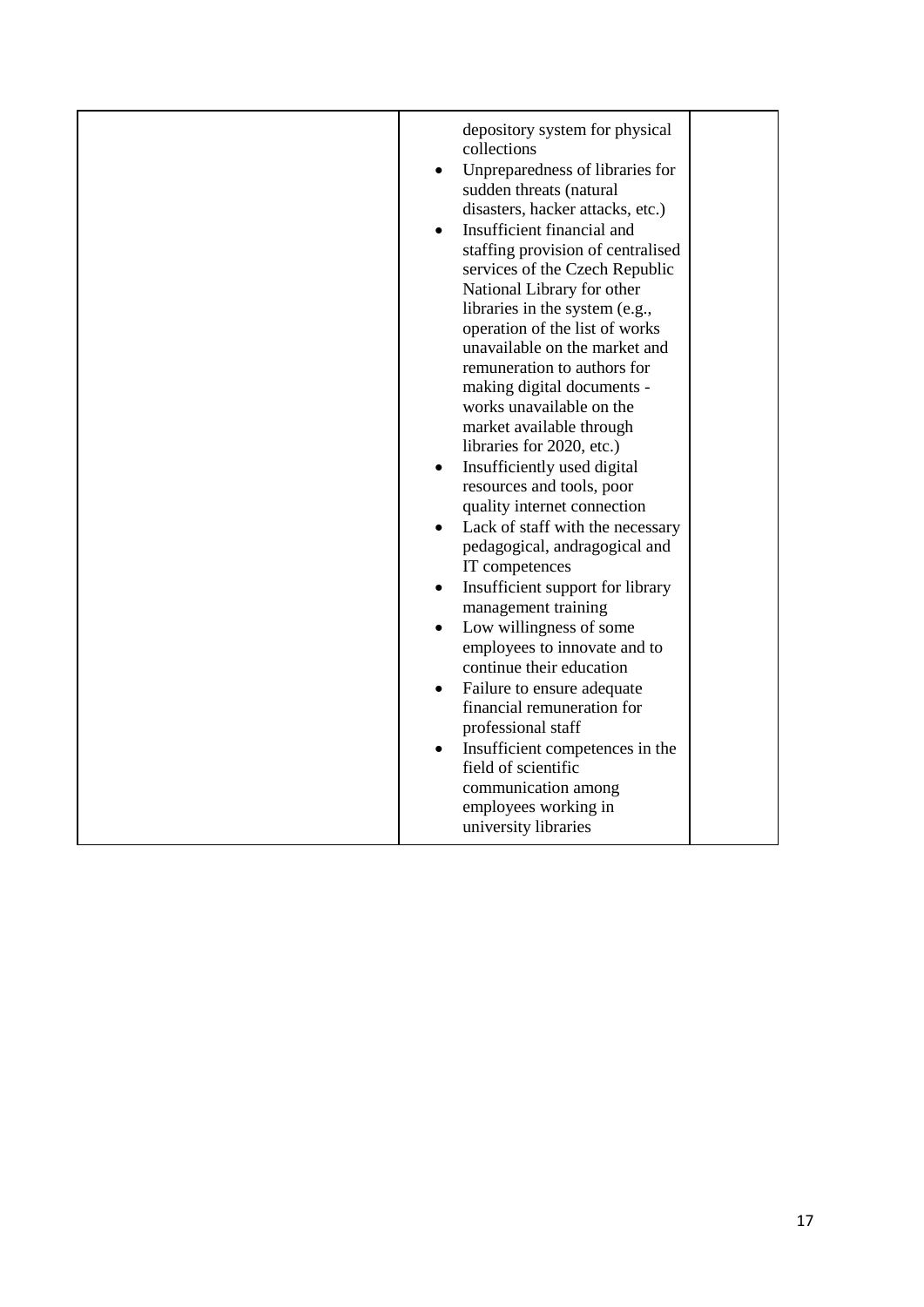| | | |
|---|---|---|
| | depository system for physical collections<br>• Unpreparedness of libraries for sudden threats (natural disasters, hacker attacks, etc.)<br>• Insufficient financial and staffing provision of centralised services of the Czech Republic National Library for other libraries in the system (e.g., operation of the list of works unavailable on the market and remuneration to authors for making digital documents - works unavailable on the market available through libraries for 2020, etc.)<br>• Insufficiently used digital resources and tools, poor quality internet connection<br>• Lack of staff with the necessary pedagogical, andragogical and IT competences<br>• Insufficient support for library management training<br>• Low willingness of some employees to innovate and to continue their education<br>• Failure to ensure adequate financial remuneration for professional staff<br>• Insufficient competences in the field of scientific communication among employees working in university libraries | |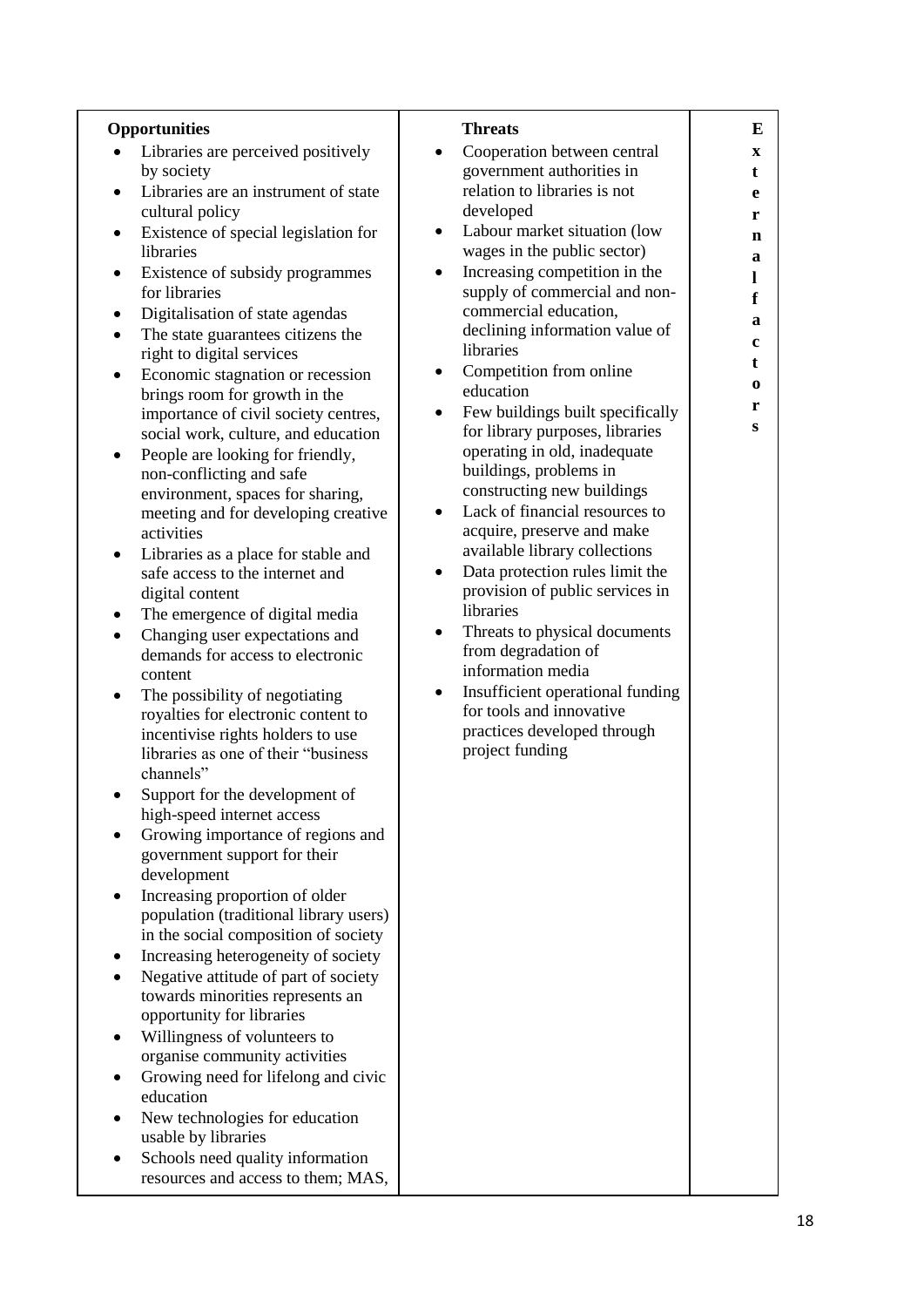| Opportunities | Threats | External factors |
|---|---|---|
| • Libraries are perceived positively by society<br>• Libraries are an instrument of state cultural policy<br>• Existence of special legislation for libraries<br>• Existence of subsidy programmes for libraries<br>• Digitalisation of state agendas<br>• The state guarantees citizens the right to digital services<br>• Economic stagnation or recession brings room for growth in the importance of civil society centres, social work, culture, and education<br>• People are looking for friendly, non-conflicting and safe environment, spaces for sharing, meeting and for developing creative activities<br>• Libraries as a place for stable and safe access to the internet and digital content<br>• The emergence of digital media<br>• Changing user expectations and demands for access to electronic content<br>• The possibility of negotiating royalties for electronic content to incentivise rights holders to use libraries as one of their "business channels"<br>• Support for the development of high-speed internet access<br>• Growing importance of regions and government support for their development<br>• Increasing proportion of older population (traditional library users) in the social composition of society<br>• Increasing heterogeneity of society<br>• Negative attitude of part of society towards minorities represents an opportunity for libraries<br>• Willingness of volunteers to organise community activities<br>• Growing need for lifelong and civic education<br>• New technologies for education usable by libraries<br>• Schools need quality information resources and access to them; MAS, | • Cooperation between central government authorities in relation to libraries is not developed<br>• Labour market situation (low wages in the public sector)<br>• Increasing competition in the supply of commercial and non-commercial education, declining information value of libraries<br>• Competition from online education<br>• Few buildings built specifically for library purposes, libraries operating in old, inadequate buildings, problems in constructing new buildings<br>• Lack of financial resources to acquire, preserve and make available library collections<br>• Data protection rules limit the provision of public services in libraries<br>• Threats to physical documents from degradation of information media<br>• Insufficient operational funding for tools and innovative practices developed through project funding | |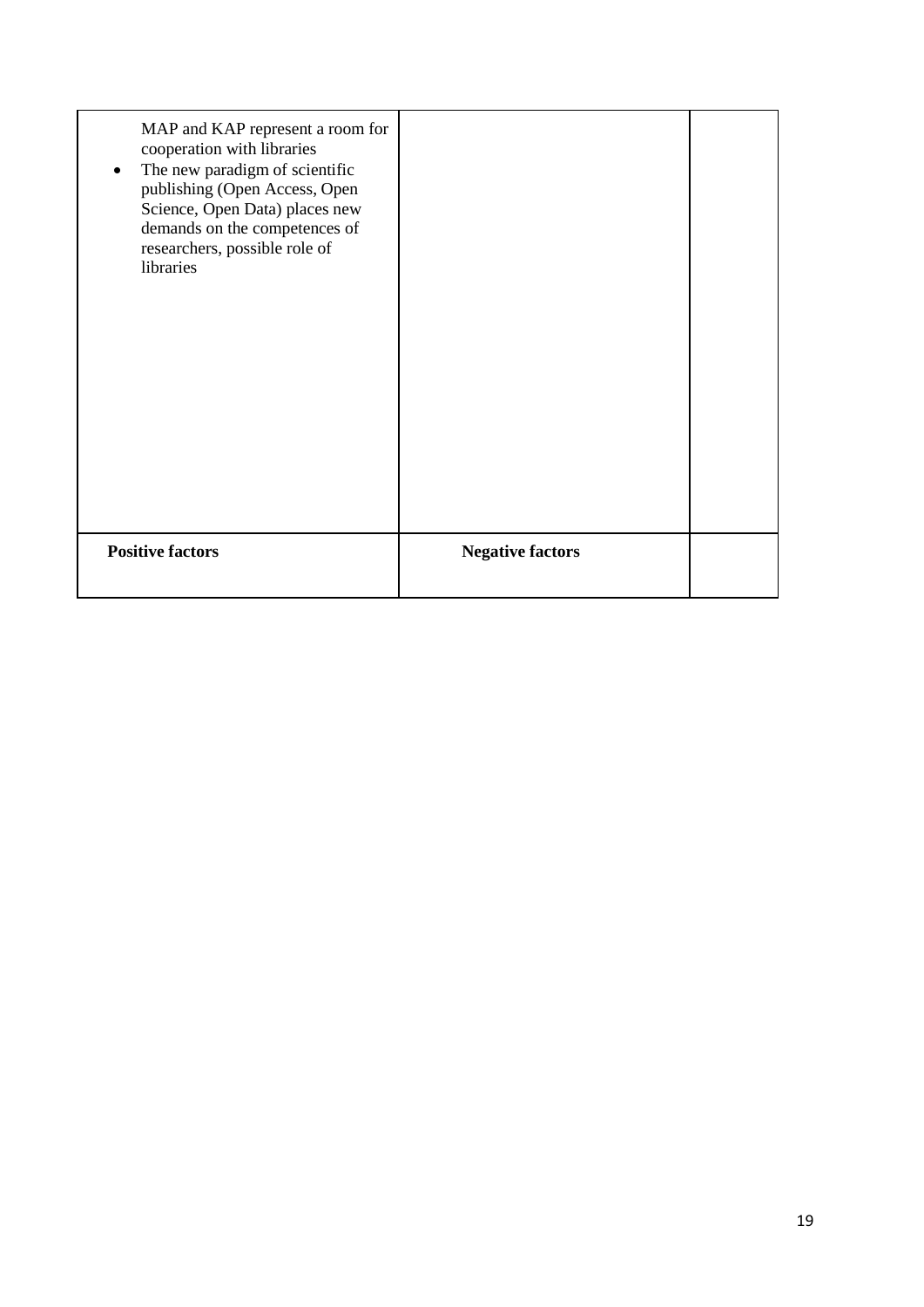| MAP and KAP represent a room for cooperation with libraries<br>• The new paradigm of scientific publishing (Open Access, Open Science, Open Data) places new demands on the competences of researchers, possible role of libraries | | |
|---|---|---|
| **Positive factors** | **Negative factors** | |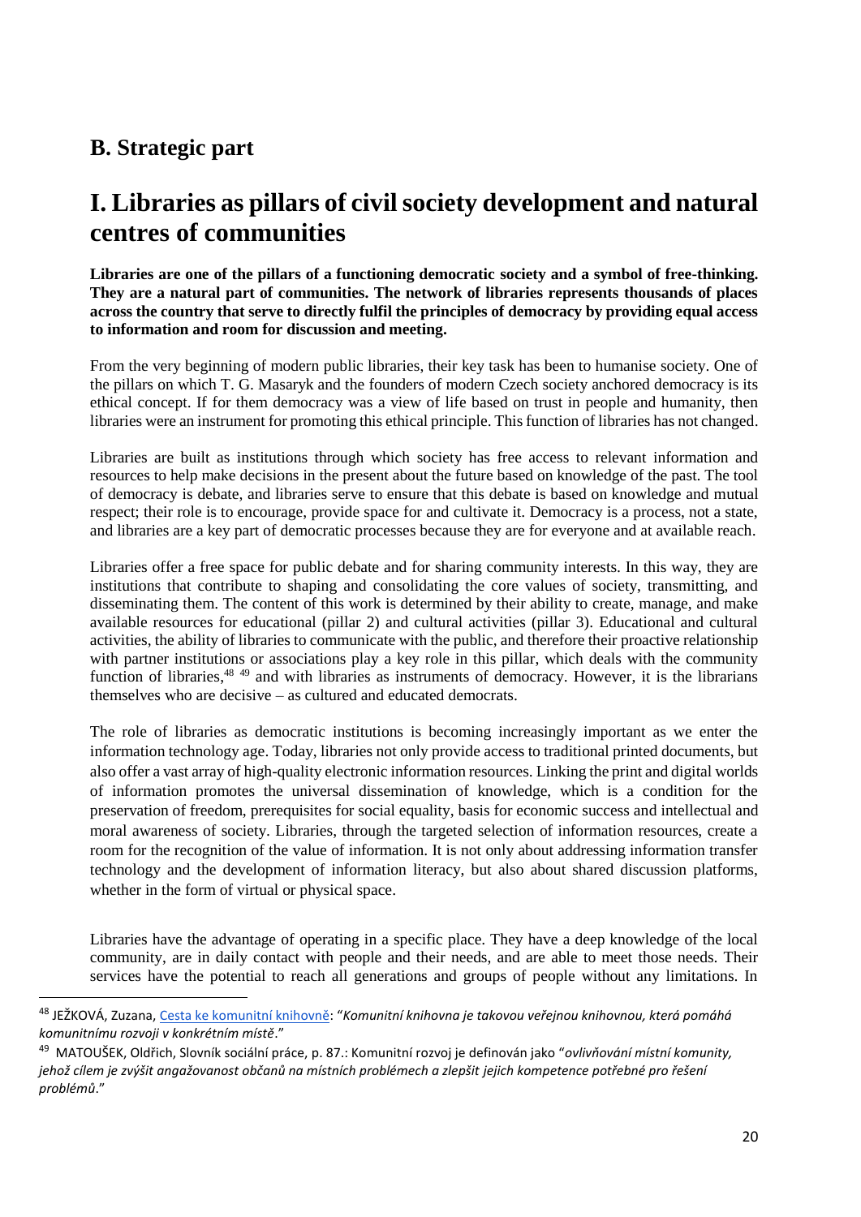## B. Strategic part

# I. Libraries as pillars of civil society development and natural centres of communities

**Libraries are one of the pillars of a functioning democratic society and a symbol of free-thinking. They are a natural part of communities. The network of libraries represents thousands of places across the country that serve to directly fulfil the principles of democracy by providing equal access to information and room for discussion and meeting.**

From the very beginning of modern public libraries, their key task has been to humanise society. One of the pillars on which T. G. Masaryk and the founders of modern Czech society anchored democracy is its ethical concept. If for them democracy was a view of life based on trust in people and humanity, then libraries were an instrument for promoting this ethical principle. This function of libraries has not changed.

Libraries are built as institutions through which society has free access to relevant information and resources to help make decisions in the present about the future based on knowledge of the past. The tool of democracy is debate, and libraries serve to ensure that this debate is based on knowledge and mutual respect; their role is to encourage, provide space for and cultivate it. Democracy is a process, not a state, and libraries are a key part of democratic processes because they are for everyone and at available reach.

Libraries offer a free space for public debate and for sharing community interests. In this way, they are institutions that contribute to shaping and consolidating the core values of society, transmitting, and disseminating them. The content of this work is determined by their ability to create, manage, and make available resources for educational (pillar 2) and cultural activities (pillar 3). Educational and cultural activities, the ability of libraries to communicate with the public, and therefore their proactive relationship with partner institutions or associations play a key role in this pillar, which deals with the community function of libraries,[48] [49] and with libraries as instruments of democracy. However, it is the librarians themselves who are decisive – as cultured and educated democrats.

The role of libraries as democratic institutions is becoming increasingly important as we enter the information technology age. Today, libraries not only provide access to traditional printed documents, but also offer a vast array of high-quality electronic information resources. Linking the print and digital worlds of information promotes the universal dissemination of knowledge, which is a condition for the preservation of freedom, prerequisites for social equality, basis for economic success and intellectual and moral awareness of society. Libraries, through the targeted selection of information resources, create a room for the recognition of the value of information. It is not only about addressing information transfer technology and the development of information literacy, but also about shared discussion platforms, whether in the form of virtual or physical space.

Libraries have the advantage of operating in a specific place. They have a deep knowledge of the local community, are in daily contact with people and their needs, and are able to meet those needs. Their services have the potential to reach all generations and groups of people without any limitations. In

---

[48] JEŽKOVÁ, Zuzana, Cesta ke komunitní knihovně: "*Komunitní knihovna je takovou veřejnou knihovnou, která pomáhá komunitnímu rozvoji v konkrétním místě*."

[49] MATOUŠEK, Oldřich, Slovník sociální práce, p. 87.: Komunitní rozvoj je definován jako "*ovlivňování místní komunity, jehož cílem je zvýšit angažovanost občanů na místních problémech a zlepšit jejich kompetence potřebné pro řešení problémů*."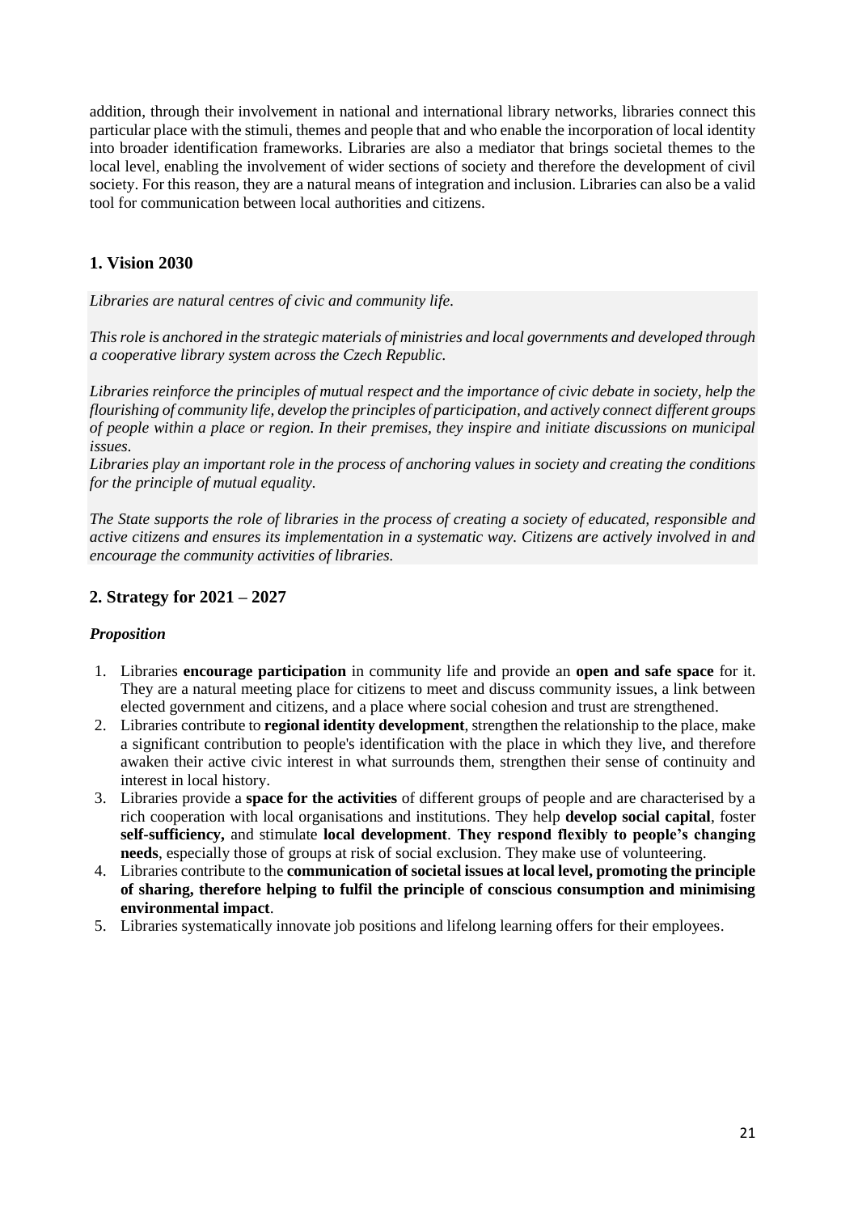addition, through their involvement in national and international library networks, libraries connect this particular place with the stimuli, themes and people that and who enable the incorporation of local identity into broader identification frameworks. Libraries are also a mediator that brings societal themes to the local level, enabling the involvement of wider sections of society and therefore the development of civil society. For this reason, they are a natural means of integration and inclusion. Libraries can also be a valid tool for communication between local authorities and citizens.

## 1. Vision 2030

*Libraries are natural centres of civic and community life.*

*This role is anchored in the strategic materials of ministries and local governments and developed through a cooperative library system across the Czech Republic.*

*Libraries reinforce the principles of mutual respect and the importance of civic debate in society, help the flourishing of community life, develop the principles of participation, and actively connect different groups of people within a place or region. In their premises, they inspire and initiate discussions on municipal issues.*

*Libraries play an important role in the process of anchoring values in society and creating the conditions for the principle of mutual equality.*

*The State supports the role of libraries in the process of creating a society of educated, responsible and active citizens and ensures its implementation in a systematic way. Citizens are actively involved in and encourage the community activities of libraries.*

## 2. Strategy for 2021 – 2027

### *Proposition*

1. Libraries **encourage participation** in community life and provide an **open and safe space** for it. They are a natural meeting place for citizens to meet and discuss community issues, a link between elected government and citizens, and a place where social cohesion and trust are strengthened.
2. Libraries contribute to **regional identity development**, strengthen the relationship to the place, make a significant contribution to people's identification with the place in which they live, and therefore awaken their active civic interest in what surrounds them, strengthen their sense of continuity and interest in local history.
3. Libraries provide a **space for the activities** of different groups of people and are characterised by a rich cooperation with local organisations and institutions. They help **develop social capital**, foster **self-sufficiency,** and stimulate **local development**. **They respond flexibly to people's changing needs**, especially those of groups at risk of social exclusion. They make use of volunteering.
4. Libraries contribute to the **communication of societal issues at local level, promoting the principle of sharing, therefore helping to fulfil the principle of conscious consumption and minimising environmental impact**.
5. Libraries systematically innovate job positions and lifelong learning offers for their employees.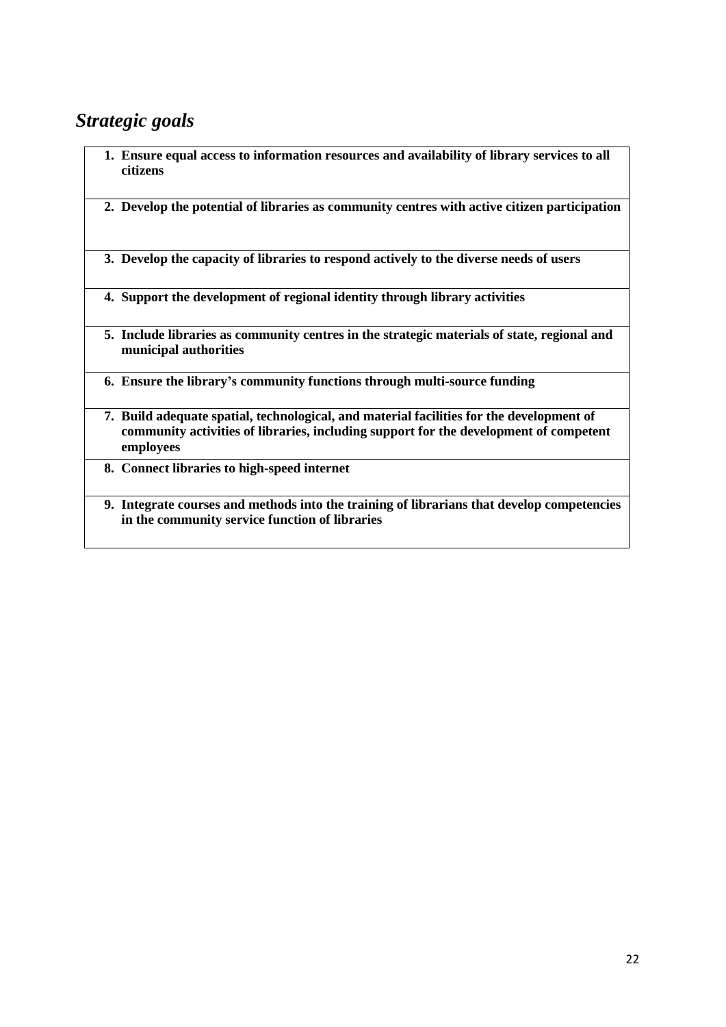## *Strategic goals*

1. **Ensure equal access to information resources and availability of library services to all citizens**
2. **Develop the potential of libraries as community centres with active citizen participation**
3. **Develop the capacity of libraries to respond actively to the diverse needs of users**
4. **Support the development of regional identity through library activities**
5. **Include libraries as community centres in the strategic materials of state, regional and municipal authorities**
6. **Ensure the library's community functions through multi-source funding**
7. **Build adequate spatial, technological, and material facilities for the development of community activities of libraries, including support for the development of competent employees**
8. **Connect libraries to high-speed internet**
9. **Integrate courses and methods into the training of librarians that develop competencies in the community service function of libraries**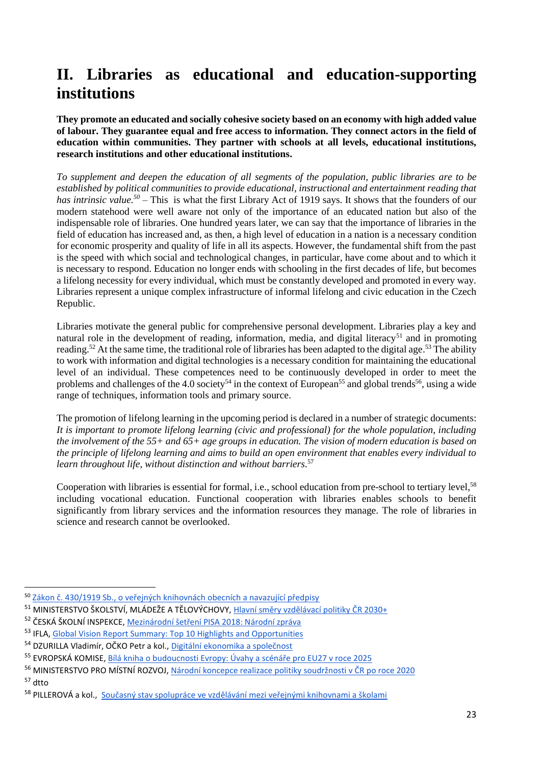# II. Libraries as educational and education-supporting institutions

**They promote an educated and socially cohesive society based on an economy with high added value of labour. They guarantee equal and free access to information. They connect actors in the field of education within communities. They partner with schools at all levels, educational institutions, research institutions and other educational institutions.**

*To supplement and deepen the education of all segments of the population, public libraries are to be established by political communities to provide educational, instructional and entertainment reading that has intrinsic value.*[50] – This is what the first Library Act of 1919 says. It shows that the founders of our modern statehood were well aware not only of the importance of an educated nation but also of the indispensable role of libraries. One hundred years later, we can say that the importance of libraries in the field of education has increased and, as then, a high level of education in a nation is a necessary condition for economic prosperity and quality of life in all its aspects. However, the fundamental shift from the past is the speed with which social and technological changes, in particular, have come about and to which it is necessary to respond. Education no longer ends with schooling in the first decades of life, but becomes a lifelong necessity for every individual, which must be constantly developed and promoted in every way. Libraries represent a unique complex infrastructure of informal lifelong and civic education in the Czech Republic.

Libraries motivate the general public for comprehensive personal development. Libraries play a key and natural role in the development of reading, information, media, and digital literacy[51] and in promoting reading.[52] At the same time, the traditional role of libraries has been adapted to the digital age.[53] The ability to work with information and digital technologies is a necessary condition for maintaining the educational level of an individual. These competences need to be continuously developed in order to meet the problems and challenges of the 4.0 society[54] in the context of European[55] and global trends[56], using a wide range of techniques, information tools and primary source.

The promotion of lifelong learning in the upcoming period is declared in a number of strategic documents: *It is important to promote lifelong learning (civic and professional) for the whole population, including the involvement of the 55+ and 65+ age groups in education. The vision of modern education is based on the principle of lifelong learning and aims to build an open environment that enables every individual to learn throughout life, without distinction and without barriers.*[57]

Cooperation with libraries is essential for formal, i.e., school education from pre-school to tertiary level,[58] including vocational education. Functional cooperation with libraries enables schools to benefit significantly from library services and the information resources they manage. The role of libraries in science and research cannot be overlooked.

---

[50] Zákon č. 430/1919 Sb., o veřejných knihovnách obecních a navazující předpisy

[51] MINISTERSTVO ŠKOLSTVÍ, MLÁDEŽE A TĚLOVÝCHOVY, Hlavní směry vzdělávací politiky ČR 2030+

[52] ČESKÁ ŠKOLNÍ INSPEKCE, Mezinárodní šetření PISA 2018: Národní zpráva

[53] IFLA, Global Vision Report Summary: Top 10 Highlights and Opportunities

[54] DZURILLA Vladimír, OČKO Petr a kol., Digitální ekonomika a společnost

[55] EVROPSKÁ KOMISE, Bílá kniha o budoucnosti Evropy: Úvahy a scénáře pro EU27 v roce 2025

[56] MINISTERSTVO PRO MÍSTNÍ ROZVOJ, Národní koncepce realizace politiky soudržnosti v ČR po roce 2020

[57] dtto

[58] PILLEROVÁ a kol., Současný stav spolupráce ve vzdělávání mezi veřejnými knihovnami a školami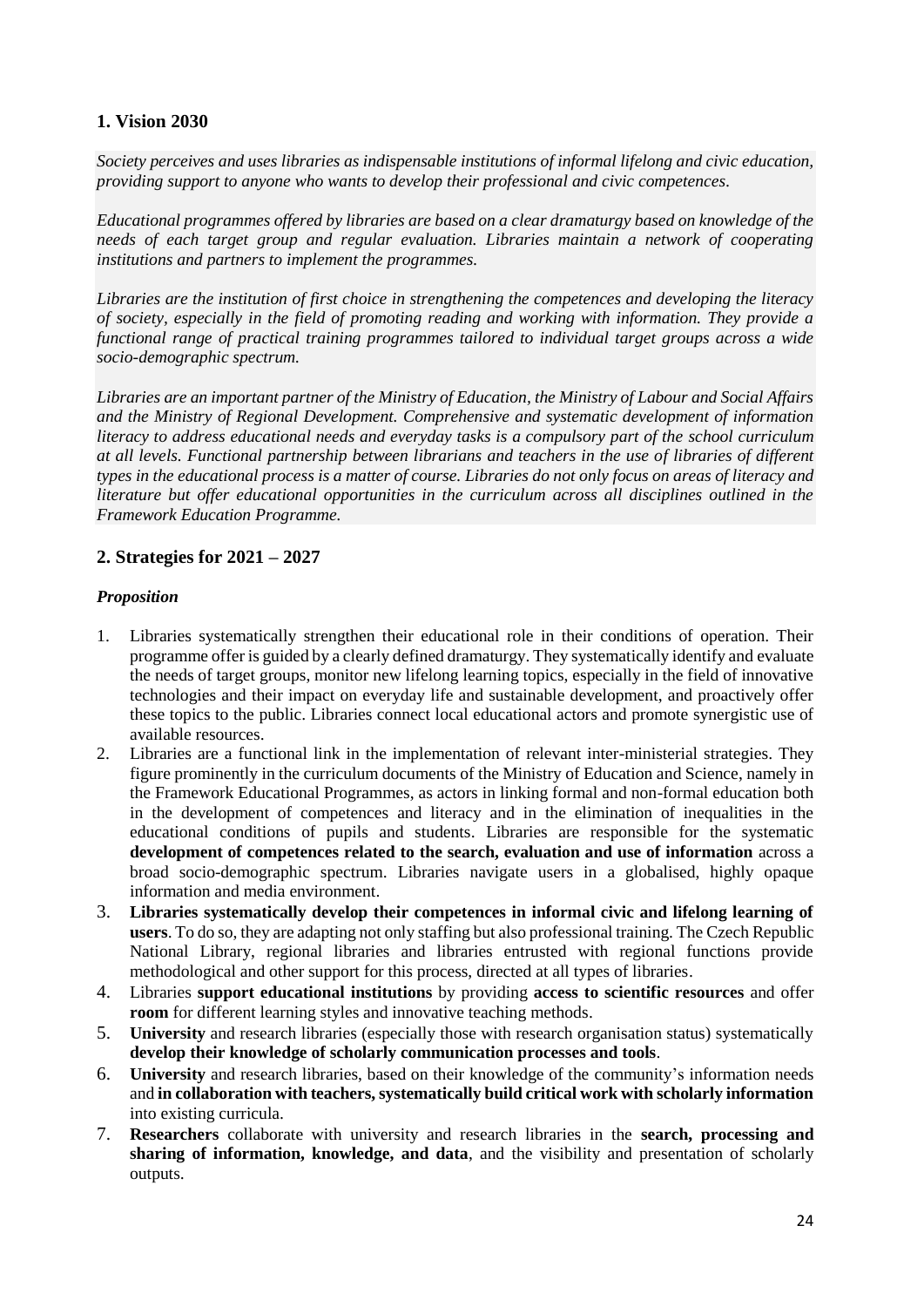## 1. Vision 2030

*Society perceives and uses libraries as indispensable institutions of informal lifelong and civic education, providing support to anyone who wants to develop their professional and civic competences.*

*Educational programmes offered by libraries are based on a clear dramaturgy based on knowledge of the needs of each target group and regular evaluation. Libraries maintain a network of cooperating institutions and partners to implement the programmes.*

*Libraries are the institution of first choice in strengthening the competences and developing the literacy of society, especially in the field of promoting reading and working with information. They provide a functional range of practical training programmes tailored to individual target groups across a wide socio-demographic spectrum.*

*Libraries are an important partner of the Ministry of Education, the Ministry of Labour and Social Affairs and the Ministry of Regional Development. Comprehensive and systematic development of information literacy to address educational needs and everyday tasks is a compulsory part of the school curriculum at all levels. Functional partnership between librarians and teachers in the use of libraries of different types in the educational process is a matter of course. Libraries do not only focus on areas of literacy and literature but offer educational opportunities in the curriculum across all disciplines outlined in the Framework Education Programme.*

## 2. Strategies for 2021 – 2027

***Proposition***

1. Libraries systematically strengthen their educational role in their conditions of operation. Their programme offer is guided by a clearly defined dramaturgy. They systematically identify and evaluate the needs of target groups, monitor new lifelong learning topics, especially in the field of innovative technologies and their impact on everyday life and sustainable development, and proactively offer these topics to the public. Libraries connect local educational actors and promote synergistic use of available resources.
2. Libraries are a functional link in the implementation of relevant inter-ministerial strategies. They figure prominently in the curriculum documents of the Ministry of Education and Science, namely in the Framework Educational Programmes, as actors in linking formal and non-formal education both in the development of competences and literacy and in the elimination of inequalities in the educational conditions of pupils and students. Libraries are responsible for the systematic **development of competences related to the search, evaluation and use of information** across a broad socio-demographic spectrum. Libraries navigate users in a globalised, highly opaque information and media environment.
3. **Libraries systematically develop their competences in informal civic and lifelong learning of users**. To do so, they are adapting not only staffing but also professional training. The Czech Republic National Library, regional libraries and libraries entrusted with regional functions provide methodological and other support for this process, directed at all types of libraries.
4. Libraries **support educational institutions** by providing **access to scientific resources** and offer **room** for different learning styles and innovative teaching methods.
5. **University** and research libraries (especially those with research organisation status) systematically **develop their knowledge of scholarly communication processes and tools**.
6. **University** and research libraries, based on their knowledge of the community's information needs and **in collaboration with teachers, systematically build critical work with scholarly information** into existing curricula.
7. **Researchers** collaborate with university and research libraries in the **search, processing and sharing of information, knowledge, and data**, and the visibility and presentation of scholarly outputs.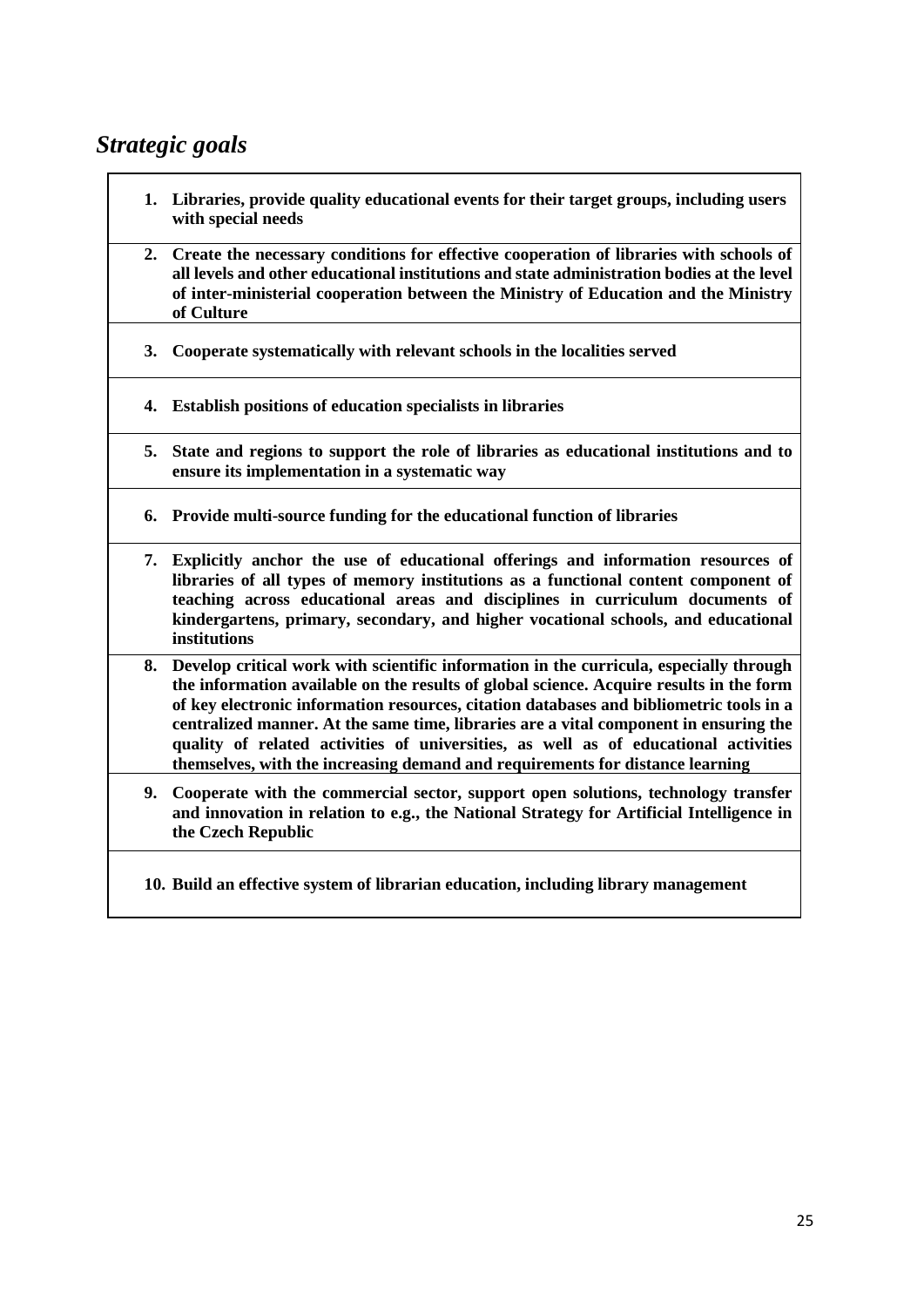## *Strategic goals*

1. **Libraries, provide quality educational events for their target groups, including users with special needs**
2. **Create the necessary conditions for effective cooperation of libraries with schools of all levels and other educational institutions and state administration bodies at the level of inter-ministerial cooperation between the Ministry of Education and the Ministry of Culture**
3. **Cooperate systematically with relevant schools in the localities served**
4. **Establish positions of education specialists in libraries**
5. **State and regions to support the role of libraries as educational institutions and to ensure its implementation in a systematic way**
6. **Provide multi-source funding for the educational function of libraries**
7. **Explicitly anchor the use of educational offerings and information resources of libraries of all types of memory institutions as a functional content component of teaching across educational areas and disciplines in curriculum documents of kindergartens, primary, secondary, and higher vocational schools, and educational institutions**
8. **Develop critical work with scientific information in the curricula, especially through the information available on the results of global science. Acquire results in the form of key electronic information resources, citation databases and bibliometric tools in a centralized manner. At the same time, libraries are a vital component in ensuring the quality of related activities of universities, as well as of educational activities themselves, with the increasing demand and requirements for distance learning**
9. **Cooperate with the commercial sector, support open solutions, technology transfer and innovation in relation to e.g., the National Strategy for Artificial Intelligence in the Czech Republic**
10. **Build an effective system of librarian education, including library management**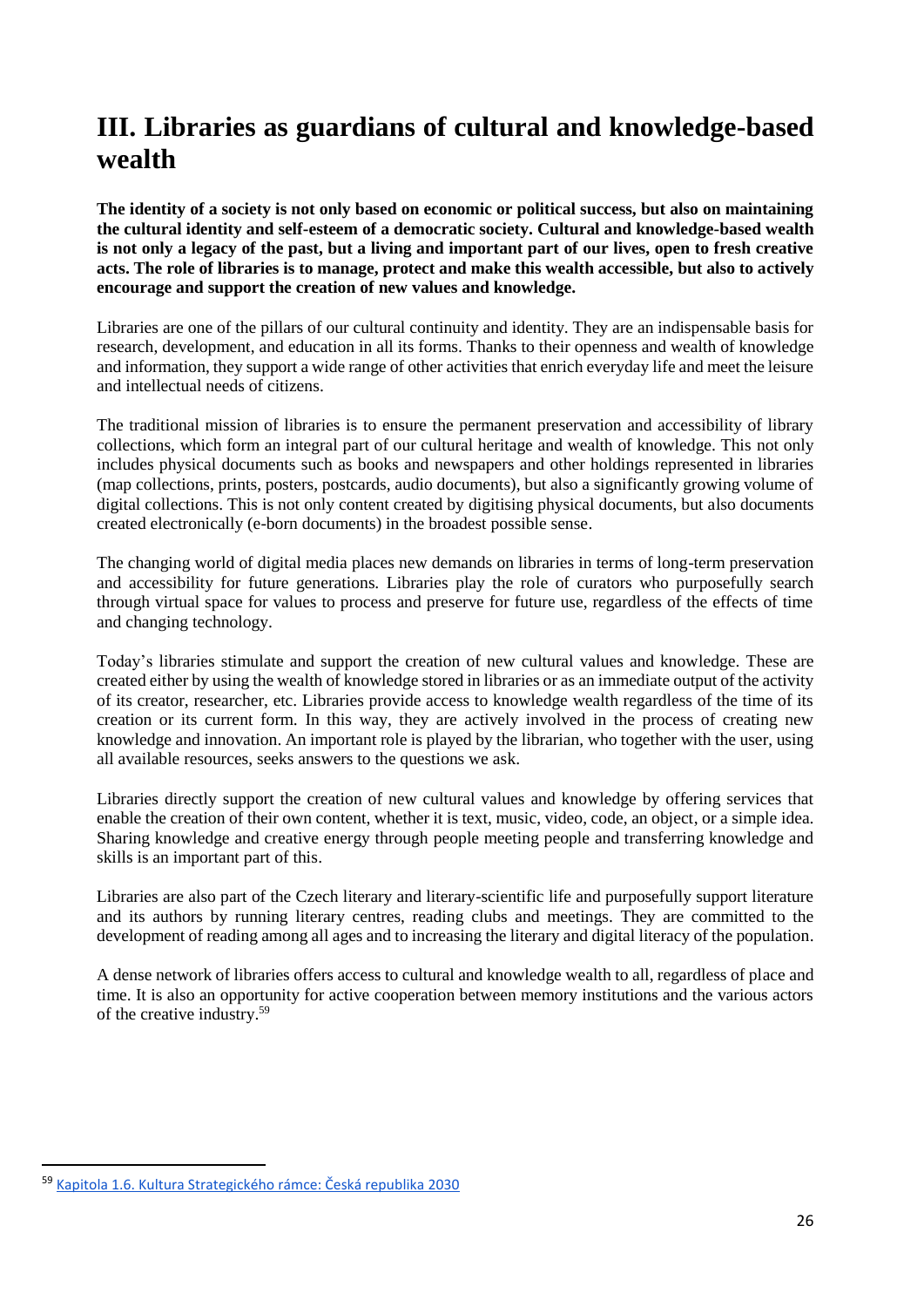# III. Libraries as guardians of cultural and knowledge-based wealth

**The identity of a society is not only based on economic or political success, but also on maintaining the cultural identity and self-esteem of a democratic society. Cultural and knowledge-based wealth is not only a legacy of the past, but a living and important part of our lives, open to fresh creative acts. The role of libraries is to manage, protect and make this wealth accessible, but also to actively encourage and support the creation of new values and knowledge.**

Libraries are one of the pillars of our cultural continuity and identity. They are an indispensable basis for research, development, and education in all its forms. Thanks to their openness and wealth of knowledge and information, they support a wide range of other activities that enrich everyday life and meet the leisure and intellectual needs of citizens.

The traditional mission of libraries is to ensure the permanent preservation and accessibility of library collections, which form an integral part of our cultural heritage and wealth of knowledge. This not only includes physical documents such as books and newspapers and other holdings represented in libraries (map collections, prints, posters, postcards, audio documents), but also a significantly growing volume of digital collections. This is not only content created by digitising physical documents, but also documents created electronically (e-born documents) in the broadest possible sense.

The changing world of digital media places new demands on libraries in terms of long-term preservation and accessibility for future generations. Libraries play the role of curators who purposefully search through virtual space for values to process and preserve for future use, regardless of the effects of time and changing technology.

Today's libraries stimulate and support the creation of new cultural values and knowledge. These are created either by using the wealth of knowledge stored in libraries or as an immediate output of the activity of its creator, researcher, etc. Libraries provide access to knowledge wealth regardless of the time of its creation or its current form. In this way, they are actively involved in the process of creating new knowledge and innovation. An important role is played by the librarian, who together with the user, using all available resources, seeks answers to the questions we ask.

Libraries directly support the creation of new cultural values and knowledge by offering services that enable the creation of their own content, whether it is text, music, video, code, an object, or a simple idea. Sharing knowledge and creative energy through people meeting people and transferring knowledge and skills is an important part of this.

Libraries are also part of the Czech literary and literary-scientific life and purposefully support literature and its authors by running literary centres, reading clubs and meetings. They are committed to the development of reading among all ages and to increasing the literary and digital literacy of the population.

A dense network of libraries offers access to cultural and knowledge wealth to all, regardless of place and time. It is also an opportunity for active cooperation between memory institutions and the various actors of the creative industry.[59]

[59] Kapitola 1.6. Kultura Strategického rámce: Česká republika 2030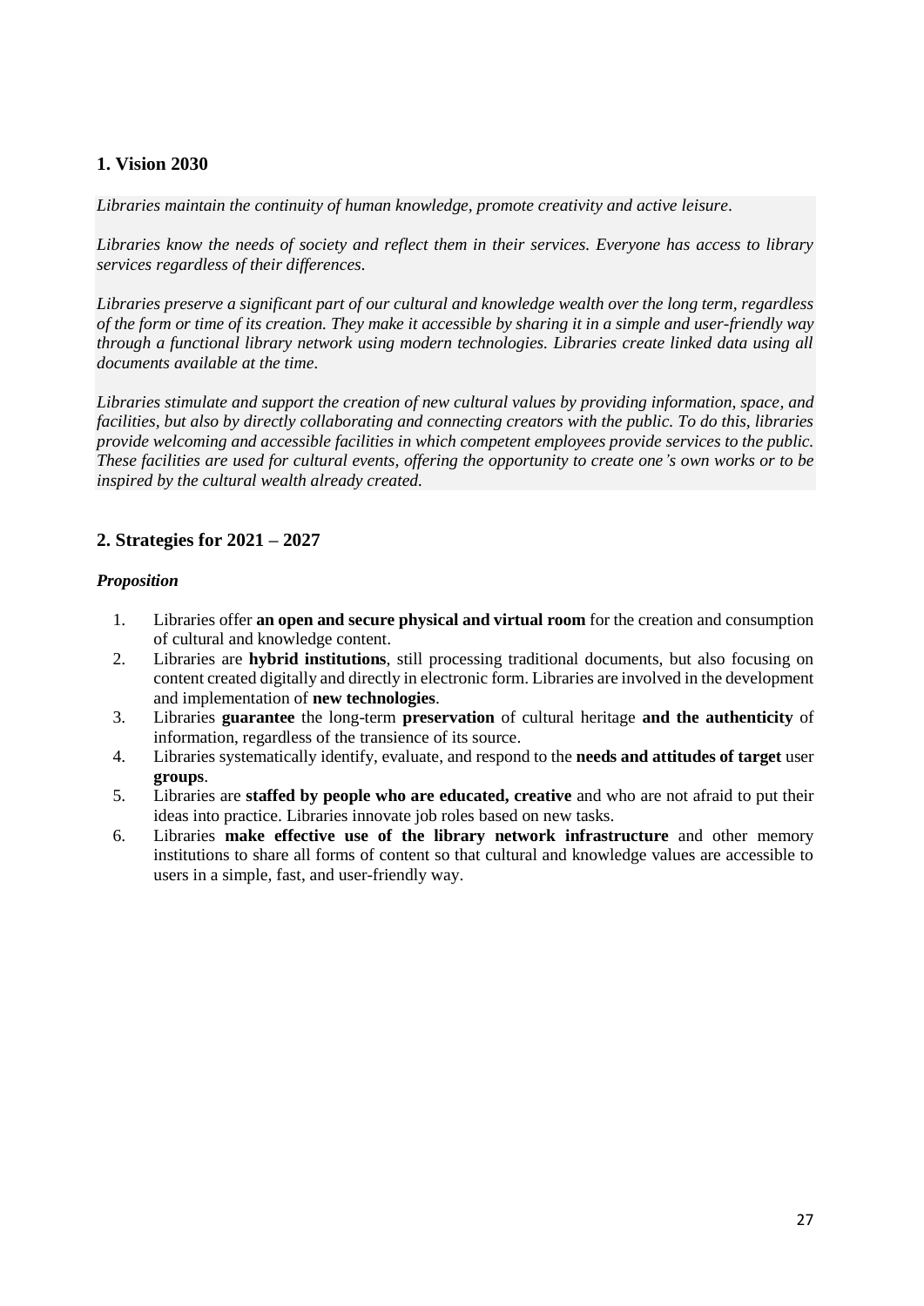## 1. Vision 2030

*Libraries maintain the continuity of human knowledge, promote creativity and active leisure.*

*Libraries know the needs of society and reflect them in their services. Everyone has access to library services regardless of their differences.*

*Libraries preserve a significant part of our cultural and knowledge wealth over the long term, regardless of the form or time of its creation. They make it accessible by sharing it in a simple and user-friendly way through a functional library network using modern technologies. Libraries create linked data using all documents available at the time.*

*Libraries stimulate and support the creation of new cultural values by providing information, space, and facilities, but also by directly collaborating and connecting creators with the public. To do this, libraries provide welcoming and accessible facilities in which competent employees provide services to the public. These facilities are used for cultural events, offering the opportunity to create one's own works or to be inspired by the cultural wealth already created.*

## 2. Strategies for 2021 – 2027

***Proposition***

1. Libraries offer **an open and secure physical and virtual room** for the creation and consumption of cultural and knowledge content.
2. Libraries are **hybrid institutions**, still processing traditional documents, but also focusing on content created digitally and directly in electronic form. Libraries are involved in the development and implementation of **new technologies**.
3. Libraries **guarantee** the long-term **preservation** of cultural heritage **and the authenticity** of information, regardless of the transience of its source.
4. Libraries systematically identify, evaluate, and respond to the **needs and attitudes of target** user **groups**.
5. Libraries are **staffed by people who are educated, creative** and who are not afraid to put their ideas into practice. Libraries innovate job roles based on new tasks.
6. Libraries **make effective use of the library network infrastructure** and other memory institutions to share all forms of content so that cultural and knowledge values are accessible to users in a simple, fast, and user-friendly way.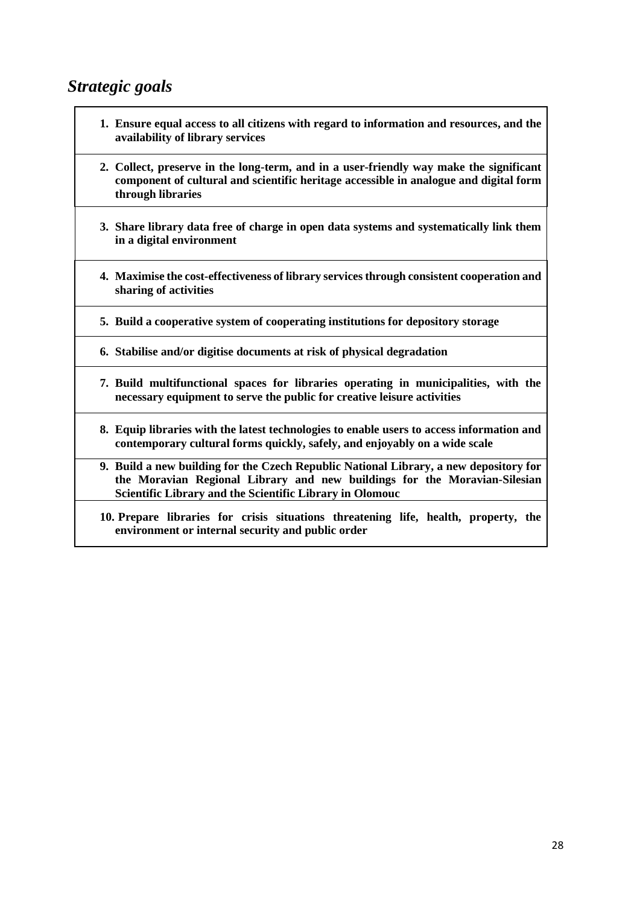## *Strategic goals*

1. **Ensure equal access to all citizens with regard to information and resources, and the availability of library services**
2. **Collect, preserve in the long-term, and in a user-friendly way make the significant component of cultural and scientific heritage accessible in analogue and digital form through libraries**
3. **Share library data free of charge in open data systems and systematically link them in a digital environment**
4. **Maximise the cost-effectiveness of library services through consistent cooperation and sharing of activities**
5. **Build a cooperative system of cooperating institutions for depository storage**
6. **Stabilise and/or digitise documents at risk of physical degradation**
7. **Build multifunctional spaces for libraries operating in municipalities, with the necessary equipment to serve the public for creative leisure activities**
8. **Equip libraries with the latest technologies to enable users to access information and contemporary cultural forms quickly, safely, and enjoyably on a wide scale**
9. **Build a new building for the Czech Republic National Library, a new depository for the Moravian Regional Library and new buildings for the Moravian-Silesian Scientific Library and the Scientific Library in Olomouc**
10. **Prepare libraries for crisis situations threatening life, health, property, the environment or internal security and public order**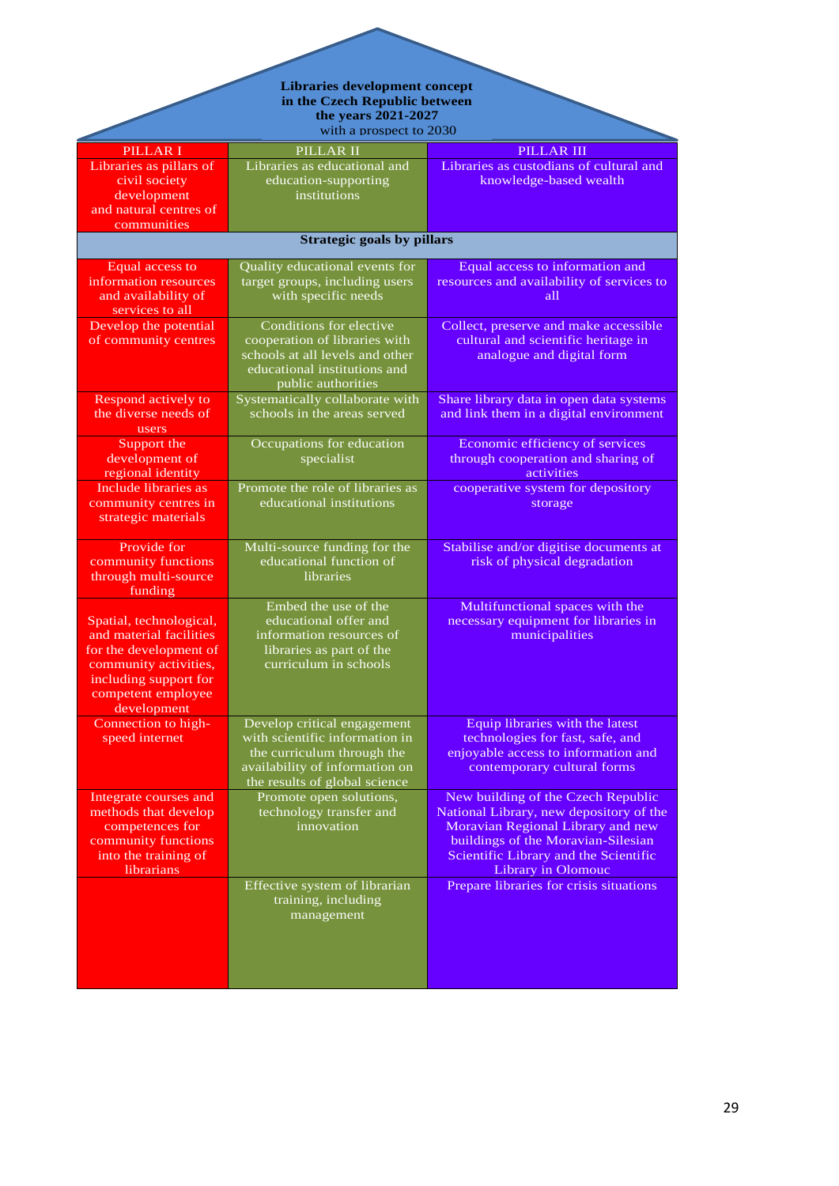**Libraries development concept in the Czech Republic between the years 2021-2027**
with a prospect to 2030

| PILLAR I | PILLAR II | PILLAR III |
|---|---|---|
| Libraries as pillars of civil society development and natural centres of communities | Libraries as educational and education-supporting institutions | Libraries as custodians of cultural and knowledge-based wealth |
| **Strategic goals by pillars** | | |
| Equal access to information resources and availability of services to all | Quality educational events for target groups, including users with specific needs | Equal access to information and resources and availability of services to all |
| Develop the potential of community centres | Conditions for elective cooperation of libraries with schools at all levels and other educational institutions and public authorities | Collect, preserve and make accessible cultural and scientific heritage in analogue and digital form |
| Respond actively to the diverse needs of users | Systematically collaborate with schools in the areas served | Share library data in open data systems and link them in a digital environment |
| Support the development of regional identity | Occupations for education specialist | Economic efficiency of services through cooperation and sharing of activities |
| Include libraries as community centres in strategic materials | Promote the role of libraries as educational institutions | cooperative system for depository storage |
| Provide for community functions through multi-source funding | Multi-source funding for the educational function of libraries | Stabilise and/or digitise documents at risk of physical degradation |
| Spatial, technological, and material facilities for the development of community activities, including support for competent employee development | Embed the use of the educational offer and information resources of libraries as part of the curriculum in schools | Multifunctional spaces with the necessary equipment for libraries in municipalities |
| Connection to high-speed internet | Develop critical engagement with scientific information in the curriculum through the availability of information on the results of global science | Equip libraries with the latest technologies for fast, safe, and enjoyable access to information and contemporary cultural forms |
| Integrate courses and methods that develop competences for community functions into the training of librarians | Promote open solutions, technology transfer and innovation | New building of the Czech Republic National Library, new depository of the Moravian Regional Library and new buildings of the Moravian-Silesian Scientific Library and the Scientific Library in Olomouc |
| | Effective system of librarian training, including management | Prepare libraries for crisis situations |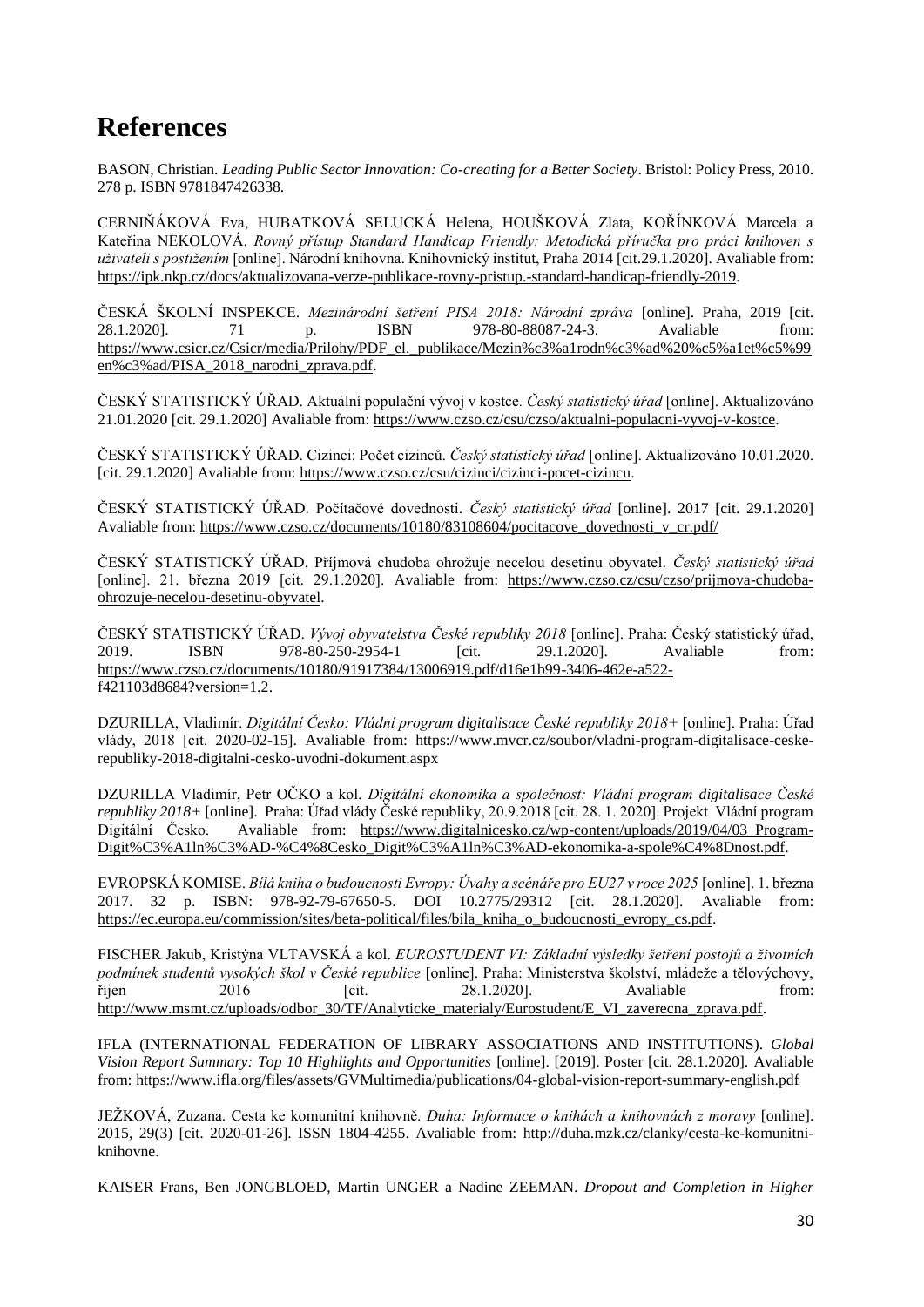# References

BASON, Christian. *Leading Public Sector Innovation: Co-creating for a Better Society*. Bristol: Policy Press, 2010. 278 p. ISBN 9781847426338.

CERNIŇÁKOVÁ Eva, HUBATKOVÁ SELUCKÁ Helena, HOUŠKOVÁ Zlata, KOŘÍNKOVÁ Marcela a Kateřina NEKOLOVÁ. *Rovný přístup Standard Handicap Friendly: Metodická příručka pro práci knihoven s uživateli s postižením* [online]. Národní knihovna. Knihovnický institut, Praha 2014 [cit.29.1.2020]. Avaliable from: https://ipk.nkp.cz/docs/aktualizovana-verze-publikace-rovny-pristup.-standard-handicap-friendly-2019.

ČESKÁ ŠKOLNÍ INSPEKCE. *Mezinárodní šetření PISA 2018: Národní zpráva* [online]. Praha, 2019 [cit. 28.1.2020]. 71 p. ISBN 978-80-88087-24-3. Avaliable from: https://www.csicr.cz/Csicr/media/Prilohy/PDF_el._publikace/Mezin%c3%a1rodn%c3%ad%20%c5%a1et%c5%99en%c3%ad/PISA_2018_narodni_zprava.pdf.

ČESKÝ STATISTICKÝ ÚŘAD. Aktuální populační vývoj v kostce. *Český statistický úřad* [online]. Aktualizováno 21.01.2020 [cit. 29.1.2020] Avaliable from: https://www.czso.cz/csu/czso/aktualni-populacni-vyvoj-v-kostce.

ČESKÝ STATISTICKÝ ÚŘAD. Cizinci: Počet cizinců. *Český statistický úřad* [online]. Aktualizováno 10.01.2020. [cit. 29.1.2020] Avaliable from: https://www.czso.cz/csu/cizinci/cizinci-pocet-cizincu.

ČESKÝ STATISTICKÝ ÚŘAD. Počítačové dovednosti. *Český statistický úřad* [online]. 2017 [cit. 29.1.2020] Avaliable from: https://www.czso.cz/documents/10180/83108604/pocitacove_dovednosti_v_cr.pdf/

ČESKÝ STATISTICKÝ ÚŘAD. Příjmová chudoba ohrožuje necelou desetinu obyvatel. *Český statistický úřad* [online]. 21. března 2019 [cit. 29.1.2020]. Avaliable from: https://www.czso.cz/csu/czso/prijmova-chudoba-ohrozuje-necelou-desetinu-obyvatel.

ČESKÝ STATISTICKÝ ÚŘAD. *Vývoj obyvatelstva České republiky 2018* [online]. Praha: Český statistický úřad, 2019. ISBN 978-80-250-2954-1 [cit. 29.1.2020]. Avaliable from: https://www.czso.cz/documents/10180/91917384/13006919.pdf/d16e1b99-3406-462e-a522-f421103d8684?version=1.2.

DZURILLA, Vladimír. *Digitální Česko: Vládní program digitalisace České republiky 2018+* [online]. Praha: Úřad vlády, 2018 [cit. 2020-02-15]. Avaliable from: https://www.mvcr.cz/soubor/vladni-program-digitalisace-ceske-republiky-2018-digitalni-cesko-uvodni-dokument.aspx

DZURILLA Vladimír, Petr OČKO a kol. *Digitální ekonomika a společnost: Vládní program digitalisace České republiky 2018+* [online]. Praha: Úřad vlády České republiky, 20.9.2018 [cit. 28. 1. 2020]. Projekt Vládní program Digitální Česko. Avaliable from: https://www.digitalnicesko.cz/wp-content/uploads/2019/04/03_Program-Digit%C3%A1ln%C3%AD-%C4%8Cesko_Digit%C3%A1ln%C3%AD-ekonomika-a-spole%C4%8Dnost.pdf.

EVROPSKÁ KOMISE. *Bílá kniha o budoucnosti Evropy: Úvahy a scénáře pro EU27 v roce 2025* [online]. 1. března 2017. 32 p. ISBN: 978-92-79-67650-5. DOI 10.2775/29312 [cit. 28.1.2020]. Avaliable from: https://ec.europa.eu/commission/sites/beta-political/files/bila_kniha_o_budoucnosti_evropy_cs.pdf.

FISCHER Jakub, Kristýna VLTAVSKÁ a kol. *EUROSTUDENT VI: Základní výsledky šetření postojů a životních podmínek studentů vysokých škol v České republice* [online]. Praha: Ministerstva školství, mládeže a tělovýchovy, říjen 2016 [cit. 28.1.2020]. Avaliable from: http://www.msmt.cz/uploads/odbor_30/TF/Analyticke_materialy/Eurostudent/E_VI_zaverecna_zprava.pdf.

IFLA (INTERNATIONAL FEDERATION OF LIBRARY ASSOCIATIONS AND INSTITUTIONS). *Global Vision Report Summary: Top 10 Highlights and Opportunities* [online]. [2019]. Poster [cit. 28.1.2020]. Avaliable from: https://www.ifla.org/files/assets/GVMultimedia/publications/04-global-vision-report-summary-english.pdf

JEŽKOVÁ, Zuzana. Cesta ke komunitní knihovně. *Duha: Informace o knihách a knihovnách z moravy* [online]. 2015, 29(3) [cit. 2020-01-26]. ISSN 1804-4255. Avaliable from: http://duha.mzk.cz/clanky/cesta-ke-komunitni-knihovne.

KAISER Frans, Ben JONGBLOED, Martin UNGER a Nadine ZEEMAN. *Dropout and Completion in Higher*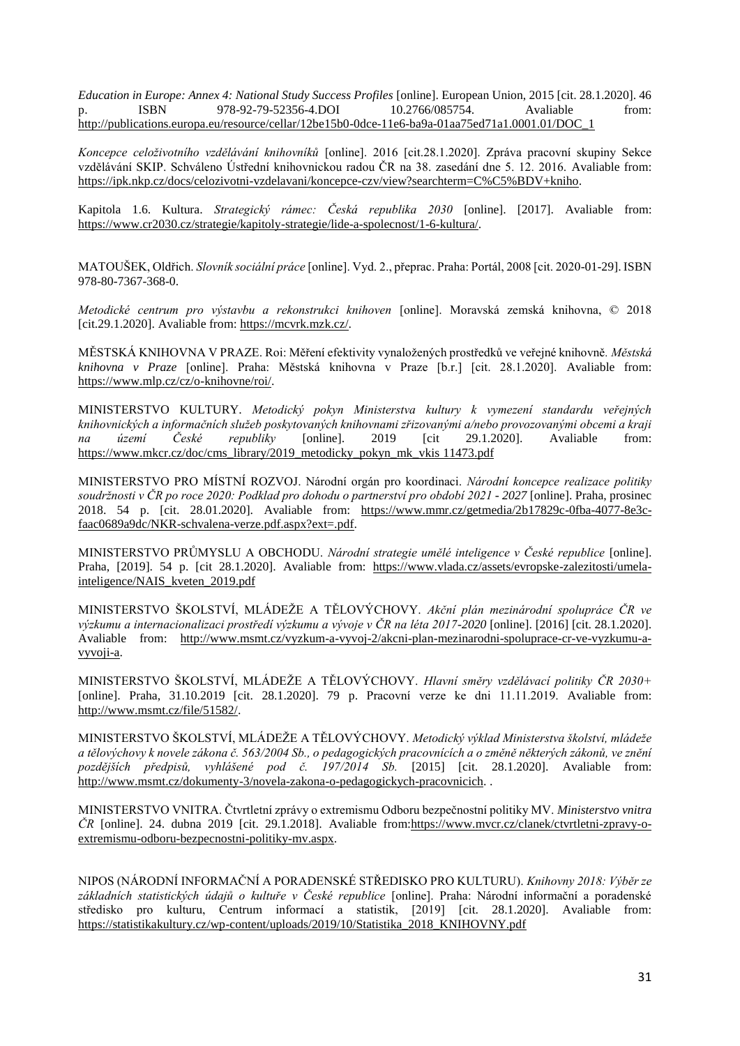*Education in Europe: Annex 4: National Study Success Profiles* [online]. European Union, 2015 [cit. 28.1.2020]. 46 p. ISBN 978-92-79-52356-4.DOI 10.2766/085754. Avaliable from: http://publications.europa.eu/resource/cellar/12be15b0-0dce-11e6-ba9a-01aa75ed71a1.0001.01/DOC_1

*Koncepce celoživotního vzdělávání knihovníků* [online]. 2016 [cit.28.1.2020]. Zpráva pracovní skupiny Sekce vzdělávání SKIP. Schváleno Ústřední knihovnickou radou ČR na 38. zasedání dne 5. 12. 2016. Avaliable from: https://ipk.nkp.cz/docs/celozivotni-vzdelavani/koncepce-czv/view?searchterm=C%C5%BDV+kniho.

Kapitola 1.6. Kultura. *Strategický rámec: Česká republika 2030* [online]. [2017]. Avaliable from: https://www.cr2030.cz/strategie/kapitoly-strategie/lide-a-spolecnost/1-6-kultura/.

MATOUŠEK, Oldřich. *Slovník sociální práce* [online]. Vyd. 2., přeprac. Praha: Portál, 2008 [cit. 2020-01-29]. ISBN 978-80-7367-368-0.

*Metodické centrum pro výstavbu a rekonstrukci knihoven* [online]. Moravská zemská knihovna, © 2018 [cit.29.1.2020]. Avaliable from: https://mcvrk.mzk.cz/.

MĚSTSKÁ KNIHOVNA V PRAZE. Roi: Měření efektivity vynaložených prostředků ve veřejné knihovně. *Městská knihovna v Praze* [online]. Praha: Městská knihovna v Praze [b.r.] [cit. 28.1.2020]. Avaliable from: https://www.mlp.cz/cz/o-knihovne/roi/.

MINISTERSTVO KULTURY. *Metodický pokyn Ministerstva kultury k vymezení standardu veřejných knihovnických a informačních služeb poskytovaných knihovnami zřizovanými a/nebo provozovanými obcemi a kraji na území České republiky* [online]. 2019 [cit 29.1.2020]. Avaliable from: https://www.mkcr.cz/doc/cms_library/2019_metodicky_pokyn_mk_vkis 11473.pdf

MINISTERSTVO PRO MÍSTNÍ ROZVOJ. Národní orgán pro koordinaci. *Národní koncepce realizace politiky soudržnosti v ČR po roce 2020: Podklad pro dohodu o partnerství pro období 2021 - 2027* [online]. Praha, prosinec 2018. 54 p. [cit. 28.01.2020]. Avaliable from: https://www.mmr.cz/getmedia/2b17829c-0fba-4077-8e3c-faac0689a9dc/NKR-schvalena-verze.pdf.aspx?ext=.pdf.

MINISTERSTVO PRŮMYSLU A OBCHODU. *Národní strategie umělé inteligence v České republice* [online]. Praha, [2019]. 54 p. [cit 28.1.2020]. Avaliable from: https://www.vlada.cz/assets/evropske-zalezitosti/umela-inteligence/NAIS_kveten_2019.pdf

MINISTERSTVO ŠKOLSTVÍ, MLÁDEŽE A TĚLOVÝCHOVY. *Akční plán mezinárodní spolupráce ČR ve výzkumu a internacionalizaci prostředí výzkumu a vývoje v ČR na léta 2017-2020* [online]. [2016] [cit. 28.1.2020]. Avaliable from: http://www.msmt.cz/vyzkum-a-vyvoj-2/akcni-plan-mezinarodni-spoluprace-cr-ve-vyzkumu-a-vyvoji-a.

MINISTERSTVO ŠKOLSTVÍ, MLÁDEŽE A TĚLOVÝCHOVY. *Hlavní směry vzdělávací politiky ČR 2030+* [online]. Praha, 31.10.2019 [cit. 28.1.2020]. 79 p. Pracovní verze ke dni 11.11.2019. Avaliable from: http://www.msmt.cz/file/51582/.

MINISTERSTVO ŠKOLSTVÍ, MLÁDEŽE A TĚLOVÝCHOVY. *Metodický výklad Ministerstva školství, mládeže a tělovýchovy k novele zákona č. 563/2004 Sb., o pedagogických pracovnících a o změně některých zákonů, ve znění pozdějších předpisů, vyhlášené pod č. 197/2014 Sb.* [2015] [cit. 28.1.2020]. Avaliable from: http://www.msmt.cz/dokumenty-3/novela-zakona-o-pedagogickych-pracovnicich. .

MINISTERSTVO VNITRA. Čtvrtletní zprávy o extremismu Odboru bezpečnostní politiky MV. *Ministerstvo vnitra ČR* [online]. 24. dubna 2019 [cit. 29.1.2018]. Avaliable from:https://www.mvcr.cz/clanek/ctvrtletni-zpravy-o-extremismu-odboru-bezpecnostni-politiky-mv.aspx.

NIPOS (NÁRODNÍ INFORMAČNÍ A PORADENSKÉ STŘEDISKO PRO KULTURU). *Knihovny 2018: Výběr ze základních statistických údajů o kultuře v České republice* [online]. Praha: Národní informační a poradenské středisko pro kulturu, Centrum informací a statistik, [2019] [cit. 28.1.2020]. Avaliable from: https://statistikakultury.cz/wp-content/uploads/2019/10/Statistika_2018_KNIHOVNY.pdf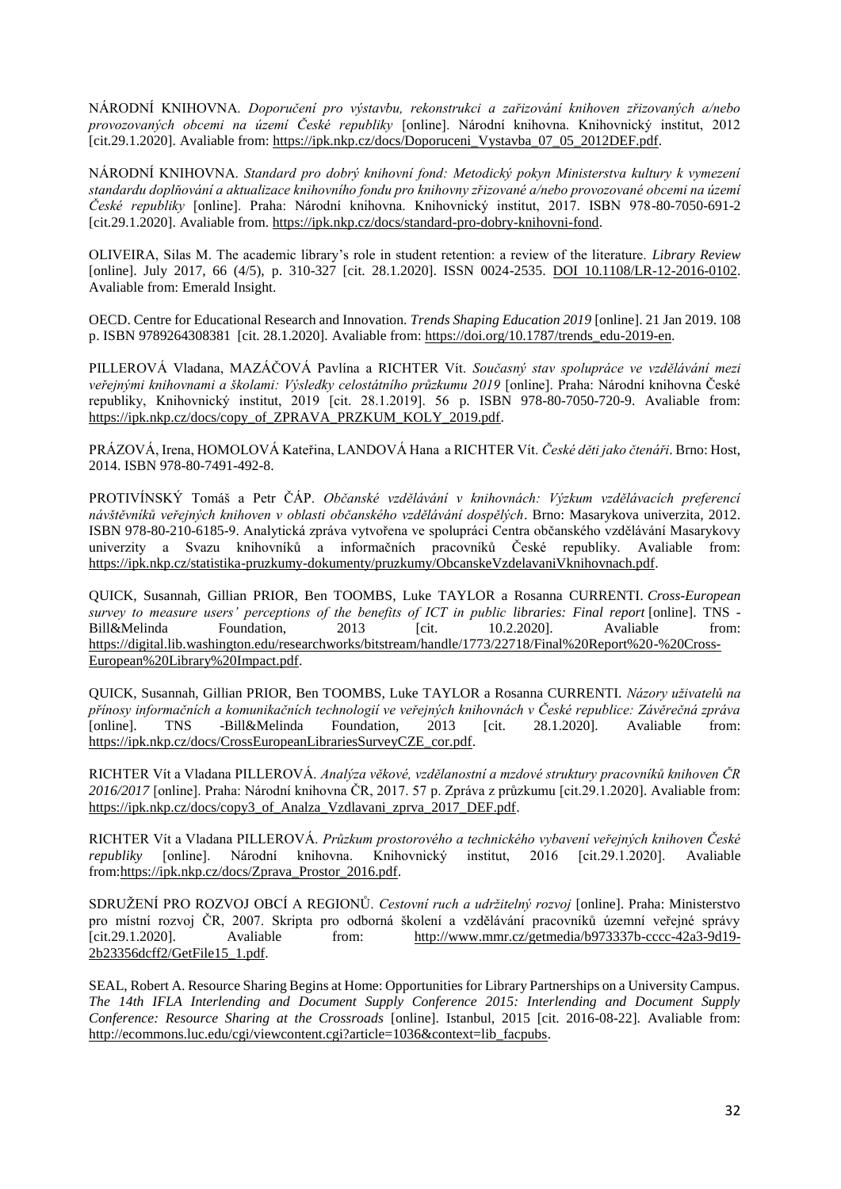NÁRODNÍ KNIHOVNA. *Doporučení pro výstavbu, rekonstrukci a zařizování knihoven zřizovaných a/nebo provozovaných obcemi na území České republiky* [online]. Národní knihovna. Knihovnický institut, 2012 [cit.29.1.2020]. Avaliable from: https://ipk.nkp.cz/docs/Doporuceni_Vystavba_07_05_2012DEF.pdf.

NÁRODNÍ KNIHOVNA. *Standard pro dobrý knihovní fond: Metodický pokyn Ministerstva kultury k vymezení standardu doplňování a aktualizace knihovního fondu pro knihovny zřizované a/nebo provozované obcemi na území České republiky* [online]. Praha: Národní knihovna. Knihovnický institut, 2017. ISBN 978-80-7050-691-2 [cit.29.1.2020]. Avaliable from. https://ipk.nkp.cz/docs/standard-pro-dobry-knihovni-fond.

OLIVEIRA, Silas M. The academic library's role in student retention: a review of the literature. *Library Review* [online]. July 2017, 66 (4/5), p. 310-327 [cit. 28.1.2020]. ISSN 0024-2535. DOI 10.1108/LR-12-2016-0102. Avaliable from: Emerald Insight.

OECD. Centre for Educational Research and Innovation. *Trends Shaping Education 2019* [online]. 21 Jan 2019. 108 p. ISBN 9789264308381 [cit. 28.1.2020]. Avaliable from: https://doi.org/10.1787/trends_edu-2019-en.

PILLEROVÁ Vladana, MAZÁČOVÁ Pavlína a RICHTER Vít. *Současný stav spolupráce ve vzdělávání mezi veřejnými knihovnami a školami: Výsledky celostátního průzkumu 2019* [online]. Praha: Národní knihovna České republiky, Knihovnický institut, 2019 [cit. 28.1.2019]. 56 p. ISBN 978-80-7050-720-9. Avaliable from: https://ipk.nkp.cz/docs/copy_of_ZPRAVA_PRZKUM_KOLY_2019.pdf.

PRÁZOVÁ, Irena, HOMOLOVÁ Kateřina, LANDOVÁ Hana a RICHTER Vít. *České děti jako čtenáři*. Brno: Host, 2014. ISBN 978-80-7491-492-8.

PROTIVÍNSKÝ Tomáš a Petr ČÁP. *Občanské vzdělávání v knihovnách: Výzkum vzdělávacích preferencí návštěvníků veřejných knihoven v oblasti občanského vzdělávání dospělých*. Brno: Masarykova univerzita, 2012. ISBN 978-80-210-6185-9. Analytická zpráva vytvořena ve spolupráci Centra občanského vzdělávání Masarykovy univerzity a Svazu knihovníků a informačních pracovníků České republiky. Avaliable from: https://ipk.nkp.cz/statistika-pruzkumy-dokumenty/pruzkumy/ObcanskeVzdelavaniVknihovnach.pdf.

QUICK, Susannah, Gillian PRIOR, Ben TOOMBS, Luke TAYLOR a Rosanna CURRENTI. *Cross-European survey to measure users' perceptions of the benefits of ICT in public libraries: Final report* [online]. TNS - Bill&Melinda Foundation, 2013 [cit. 10.2.2020]. Avaliable from: https://digital.lib.washington.edu/researchworks/bitstream/handle/1773/22718/Final%20Report%20-%20Cross-European%20Library%20Impact.pdf.

QUICK, Susannah, Gillian PRIOR, Ben TOOMBS, Luke TAYLOR a Rosanna CURRENTI. *Názory uživatelů na přínosy informačních a komunikačních technologií ve veřejných knihovnách v České republice: Závěrečná zpráva* [online]. TNS -Bill&Melinda Foundation, 2013 [cit. 28.1.2020]. Avaliable from: https://ipk.nkp.cz/docs/CrossEuropeanLibrariesSurveyCZE_cor.pdf.

RICHTER Vít a Vladana PILLEROVÁ. *Analýza věkové, vzdělanostní a mzdové struktury pracovníků knihoven ČR 2016/2017* [online]. Praha: Národní knihovna ČR, 2017. 57 p. Zpráva z průzkumu [cit.29.1.2020]. Avaliable from: https://ipk.nkp.cz/docs/copy3_of_Analza_Vzdlavani_zprva_2017_DEF.pdf.

RICHTER Vít a Vladana PILLEROVÁ. *Průzkum prostorového a technického vybavení veřejných knihoven České republiky* [online]. Národní knihovna. Knihovnický institut, 2016 [cit.29.1.2020]. Avaliable from:https://ipk.nkp.cz/docs/Zprava_Prostor_2016.pdf.

SDRUŽENÍ PRO ROZVOJ OBCÍ A REGIONŮ. *Cestovní ruch a udržitelný rozvoj* [online]. Praha: Ministerstvo pro místní rozvoj ČR, 2007. Skripta pro odborná školení a vzdělávání pracovníků územní veřejné správy [cit.29.1.2020]. Avaliable from: http://www.mmr.cz/getmedia/b973337b-cccc-42a3-9d19-2b23356dcff2/GetFile15_1.pdf.

SEAL, Robert A. Resource Sharing Begins at Home: Opportunities for Library Partnerships on a University Campus. *The 14th IFLA Interlending and Document Supply Conference 2015: Interlending and Document Supply Conference: Resource Sharing at the Crossroads* [online]. Istanbul, 2015 [cit. 2016-08-22]. Avaliable from: http://ecommons.luc.edu/cgi/viewcontent.cgi?article=1036&context=lib_facpubs.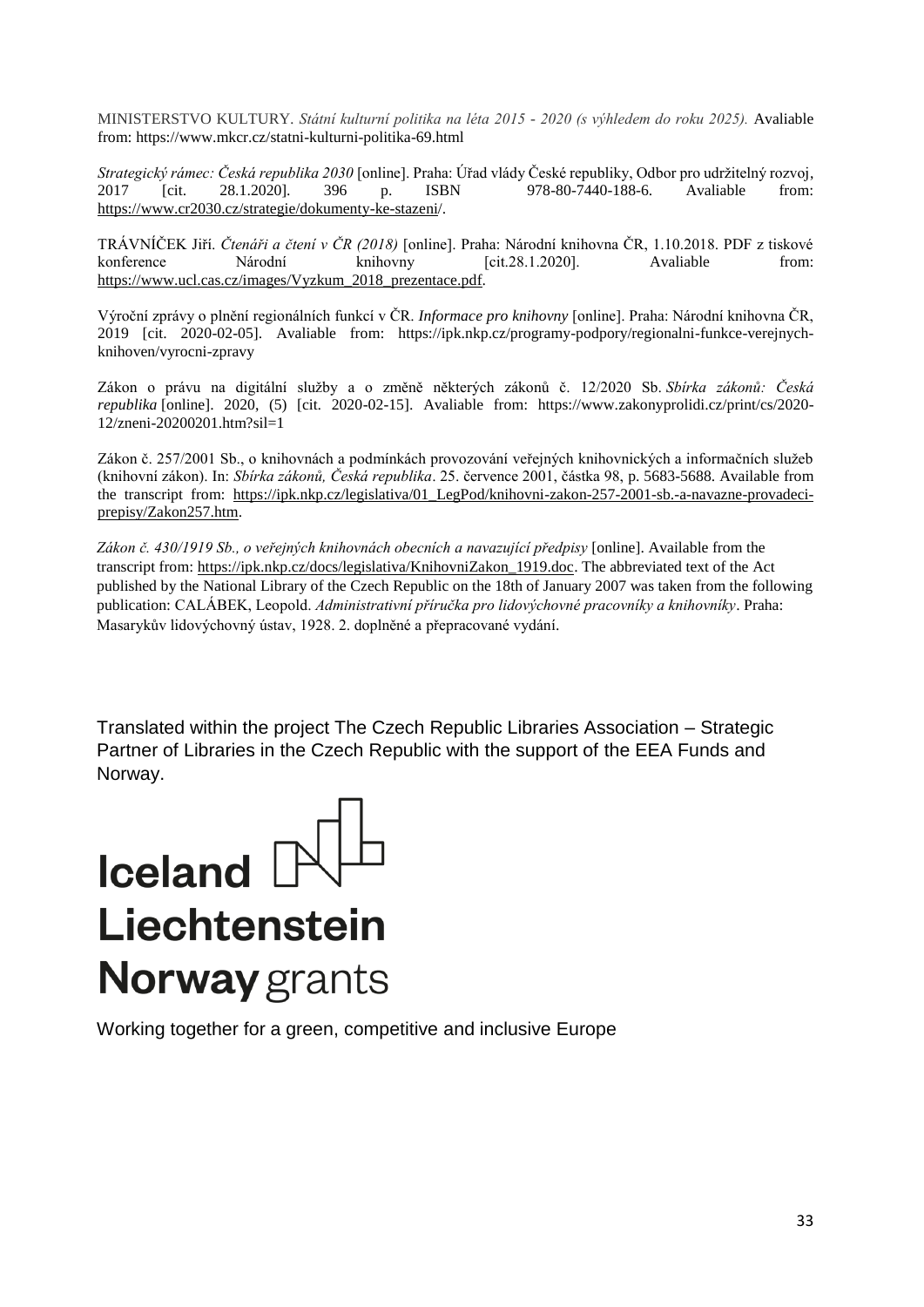MINISTERSTVO KULTURY. *Státní kulturní politika na léta 2015 - 2020 (s výhledem do roku 2025).* Avaliable from: https://www.mkcr.cz/statni-kulturni-politika-69.html

*Strategický rámec: Česká republika 2030* [online]. Praha: Úřad vlády České republiky, Odbor pro udržitelný rozvoj, 2017 [cit. 28.1.2020]. 396 p. ISBN 978-80-7440-188-6. Avaliable from: https://www.cr2030.cz/strategie/dokumenty-ke-stazeni/.

TRÁVNÍČEK Jiří. *Čtenáři a čtení v ČR (2018)* [online]. Praha: Národní knihovna ČR, 1.10.2018. PDF z tiskové konference Národní knihovny [cit.28.1.2020]. Avaliable from: https://www.ucl.cas.cz/images/Vyzkum_2018_prezentace.pdf.

Výroční zprávy o plnění regionálních funkcí v ČR. *Informace pro knihovny* [online]. Praha: Národní knihovna ČR, 2019 [cit. 2020-02-05]. Avaliable from: https://ipk.nkp.cz/programy-podpory/regionalni-funkce-verejnych-knihoven/vyrocni-zpravy

Zákon o právu na digitální služby a o změně některých zákonů č. 12/2020 Sb. *Sbírka zákonů: Česká republika* [online]. 2020, (5) [cit. 2020-02-15]. Avaliable from: https://www.zakonyprolidi.cz/print/cs/2020-12/zneni-20200201.htm?sil=1

Zákon č. 257/2001 Sb., o knihovnách a podmínkách provozování veřejných knihovnických a informačních služeb (knihovní zákon). In: *Sbírka zákonů, Česká republika*. 25. července 2001, částka 98, p. 5683-5688. Available from the transcript from: https://ipk.nkp.cz/legislativa/01_LegPod/knihovni-zakon-257-2001-sb.-a-navazne-provadeci-prepisy/Zakon257.htm.

*Zákon č. 430/1919 Sb., o veřejných knihovnách obecních a navazující předpisy* [online]. Available from the transcript from: https://ipk.nkp.cz/docs/legislativa/KnihovniZakon_1919.doc. The abbreviated text of the Act published by the National Library of the Czech Republic on the 18th of January 2007 was taken from the following publication: CALÁBEK, Leopold. *Administrativní příručka pro lidovýchovné pracovníky a knihovníky*. Praha: Masarykův lidovýchovný ústav, 1928. 2. doplněné a přepracované vydání.

Translated within the project The Czech Republic Libraries Association – Strategic Partner of Libraries in the Czech Republic with the support of the EEA Funds and Norway.

**Iceland**
**Liechtenstein**
**Norway** grants

Working together for a green, competitive and inclusive Europe